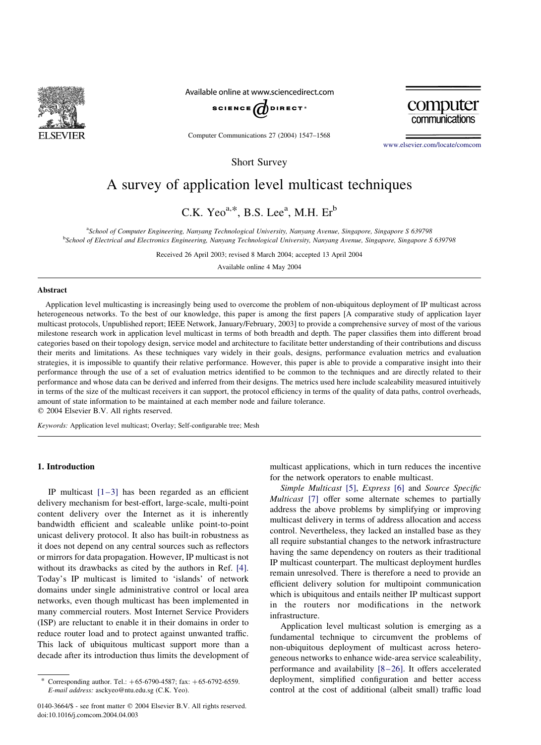Short Survey

# A survey of application level multicast techniques

C.K. Yeo[a,*], B.S. Lee[a], M.H. Er[b]

[a]School of Computer Engineering, Nanyang Technological University, Nanyang Avenue, Singapore, Singapore S 639798

[b]School of Electrical and Electronics Engineering, Nanyang Technological University, Nanyang Avenue, Singapore, Singapore S 639798

Received 26 April 2003; revised 8 March 2004; accepted 13 April 2004

Available online 4 May 2004

## Abstract

Application level multicasting is increasingly being used to overcome the problem of non-ubiquitous deployment of IP multicast across heterogeneous networks. To the best of our knowledge, this paper is among the first papers [A comparative study of application layer multicast protocols, Unpublished report; IEEE Network, January/February, 2003] to provide a comprehensive survey of most of the various milestone research work in application level multicast in terms of both breadth and depth. The paper classifies them into different broad categories based on their topology design, service model and architecture to facilitate better understanding of their contributions and discuss their merits and limitations. As these techniques vary widely in their goals, designs, performance evaluation metrics and evaluation strategies, it is impossible to quantify their relative performance. However, this paper is able to provide a comparative insight into their performance through the use of a set of evaluation metrics identified to be common to the techniques and are directly related to their performance and whose data can be derived and inferred from their designs. The metrics used here include scaleability measured intuitively in terms of the size of the multicast receivers it can support, the protocol efficiency in terms of the quality of data paths, control overheads, amount of state information to be maintained at each member node and failure tolerance.

© 2004 Elsevier B.V. All rights reserved.

*Keywords:* Application level multicast; Overlay; Self-configurable tree; Mesh

## 1. Introduction

IP multicast [1–3] has been regarded as an efficient delivery mechanism for best-effort, large-scale, multi-point content delivery over the Internet as it is inherently bandwidth efficient and scaleable unlike point-to-point unicast delivery protocol. It also has built-in robustness as it does not depend on any central sources such as reflectors or mirrors for data propagation. However, IP multicast is not without its drawbacks as cited by the authors in Ref. [4]. Today's IP multicast is limited to 'islands' of network domains under single administrative control or local area networks, even though multicast has been implemented in many commercial routers. Most Internet Service Providers (ISP) are reluctant to enable it in their domains in order to reduce router load and to protect against unwanted traffic. This lack of ubiquitous multicast support more than a decade after its introduction thus limits the development of multicast applications, which in turn reduces the incentive for the network operators to enable multicast.

*Simple Multicast* [5], *Express* [6] and *Source Specific Multicast* [7] offer some alternate schemes to partially address the above problems by simplifying or improving multicast delivery in terms of address allocation and access control. Nevertheless, they lacked an installed base as they all require substantial changes to the network infrastructure having the same dependency on routers as their traditional IP multicast counterpart. The multicast deployment hurdles remain unresolved. There is therefore a need to provide an efficient delivery solution for multipoint communication which is ubiquitous and entails neither IP multicast support in the routers nor modifications in the network infrastructure.

Application level multicast solution is emerging as a fundamental technique to circumvent the problems of non-ubiquitous deployment of multicast across heterogeneous networks to enhance wide-area service scaleability, performance and availability [8–26]. It offers accelerated deployment, simplified configuration and better access control at the cost of additional (albeit small) traffic load

\* Corresponding author. Tel.: +65-6790-4587; fax: +65-6792-6559. *E-mail address:* asckyeo@ntu.edu.sg (C.K. Yeo).

0140-3664/$ - see front matter © 2004 Elsevier B.V. All rights reserved.
doi:10.1016/j.comcom.2004.04.003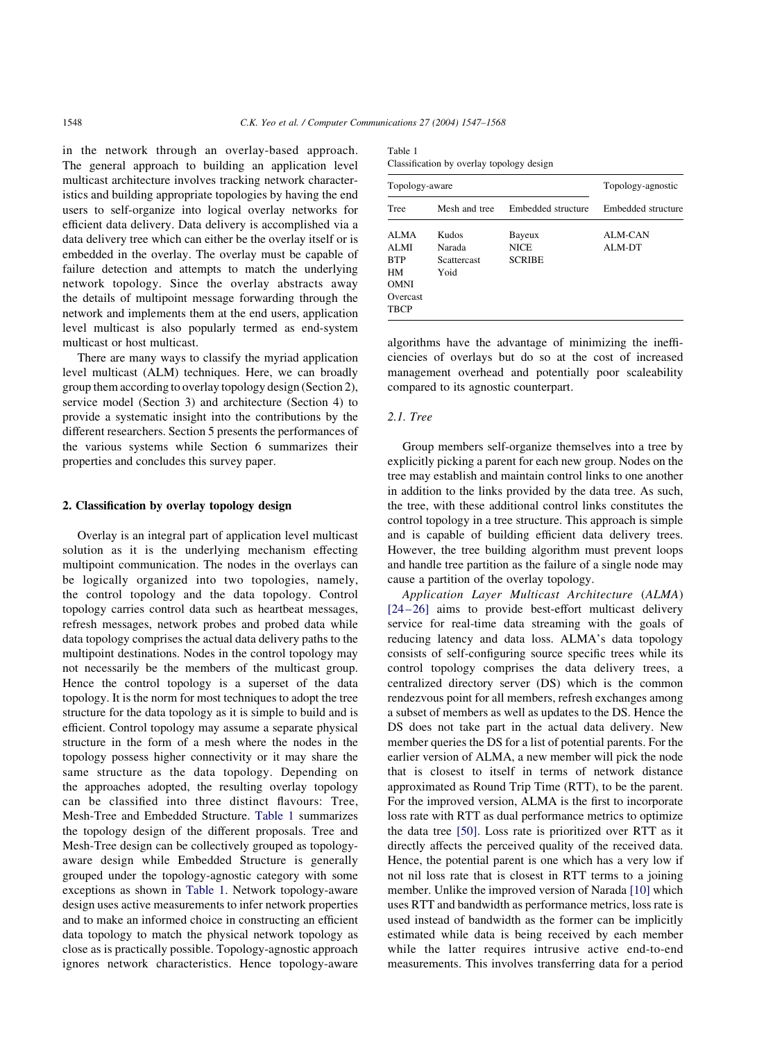in the network through an overlay-based approach. The general approach to building an application level multicast architecture involves tracking network characteristics and building appropriate topologies by having the end users to self-organize into logical overlay networks for efficient data delivery. Data delivery is accomplished via a data delivery tree which can either be the overlay itself or is embedded in the overlay. The overlay must be capable of failure detection and attempts to match the underlying network topology. Since the overlay abstracts away the details of multipoint message forwarding through the network and implements them at the end users, application level multicast is also popularly termed as end-system multicast or host multicast.

There are many ways to classify the myriad application level multicast (ALM) techniques. Here, we can broadly group them according to overlay topology design (Section 2), service model (Section 3) and architecture (Section 4) to provide a systematic insight into the contributions by the different researchers. Section 5 presents the performances of the various systems while Section 6 summarizes their properties and concludes this survey paper.

## 2. Classification by overlay topology design

Overlay is an integral part of application level multicast solution as it is the underlying mechanism effecting multipoint communication. The nodes in the overlays can be logically organized into two topologies, namely, the control topology and the data topology. Control topology carries control data such as heartbeat messages, refresh messages, network probes and probed data while data topology comprises the actual data delivery paths to the multipoint destinations. Nodes in the control topology may not necessarily be the members of the multicast group. Hence the control topology is a superset of the data topology. It is the norm for most techniques to adopt the tree structure for the data topology as it is simple to build and is efficient. Control topology may assume a separate physical structure in the form of a mesh where the nodes in the topology possess higher connectivity or it may share the same structure as the data topology. Depending on the approaches adopted, the resulting overlay topology can be classified into three distinct flavours: Tree, Mesh-Tree and Embedded Structure. Table 1 summarizes the topology design of the different proposals. Tree and Mesh-Tree design can be collectively grouped as topology-aware design while Embedded Structure is generally grouped under the topology-agnostic category with some exceptions as shown in Table 1. Network topology-aware design uses active measurements to infer network properties and to make an informed choice in constructing an efficient data topology to match the physical network topology as close as is practically possible. Topology-agnostic approach ignores network characteristics. Hence topology-aware algorithms have the advantage of minimizing the inefficiencies of overlays but do so at the cost of increased management overhead and potentially poor scaleability compared to its agnostic counterpart.

Table 1
Classification by overlay topology design

| Topology-aware | | | Topology-agnostic |
|---|---|---|---|
| Tree | Mesh and tree | Embedded structure | Embedded structure |
| ALMA | Kudos | Bayeux | ALM-CAN |
| ALMI | Narada | NICE | ALM-DT |
| BTP | Scattercast | SCRIBE | |
| HM | Yoid | | |
| OMNI | | | |
| Overcast | | | |
| TBCP | | | |

### 2.1. Tree

Group members self-organize themselves into a tree by explicitly picking a parent for each new group. Nodes on the tree may establish and maintain control links to one another in addition to the links provided by the data tree. As such, the tree, with these additional control links constitutes the control topology in a tree structure. This approach is simple and is capable of building efficient data delivery trees. However, the tree building algorithm must prevent loops and handle tree partition as the failure of a single node may cause a partition of the overlay topology.

*Application Layer Multicast Architecture* (*ALMA*) [24–26] aims to provide best-effort multicast delivery service for real-time data streaming with the goals of reducing latency and data loss. ALMA's data topology consists of self-configuring source specific trees while its control topology comprises the data delivery trees, a centralized directory server (DS) which is the common rendezvous point for all members, refresh exchanges among a subset of members as well as updates to the DS. Hence the DS does not take part in the actual data delivery. New member queries the DS for a list of potential parents. For the earlier version of ALMA, a new member will pick the node that is closest to itself in terms of network distance approximated as Round Trip Time (RTT), to be the parent. For the improved version, ALMA is the first to incorporate loss rate with RTT as dual performance metrics to optimize the data tree [50]. Loss rate is prioritized over RTT as it directly affects the perceived quality of the received data. Hence, the potential parent is one which has a very low if not nil loss rate that is closest in RTT terms to a joining member. Unlike the improved version of Narada [10] which uses RTT and bandwidth as performance metrics, loss rate is used instead of bandwidth as the former can be implicitly estimated while data is being received by each member while the latter requires intrusive active end-to-end measurements. This involves transferring data for a period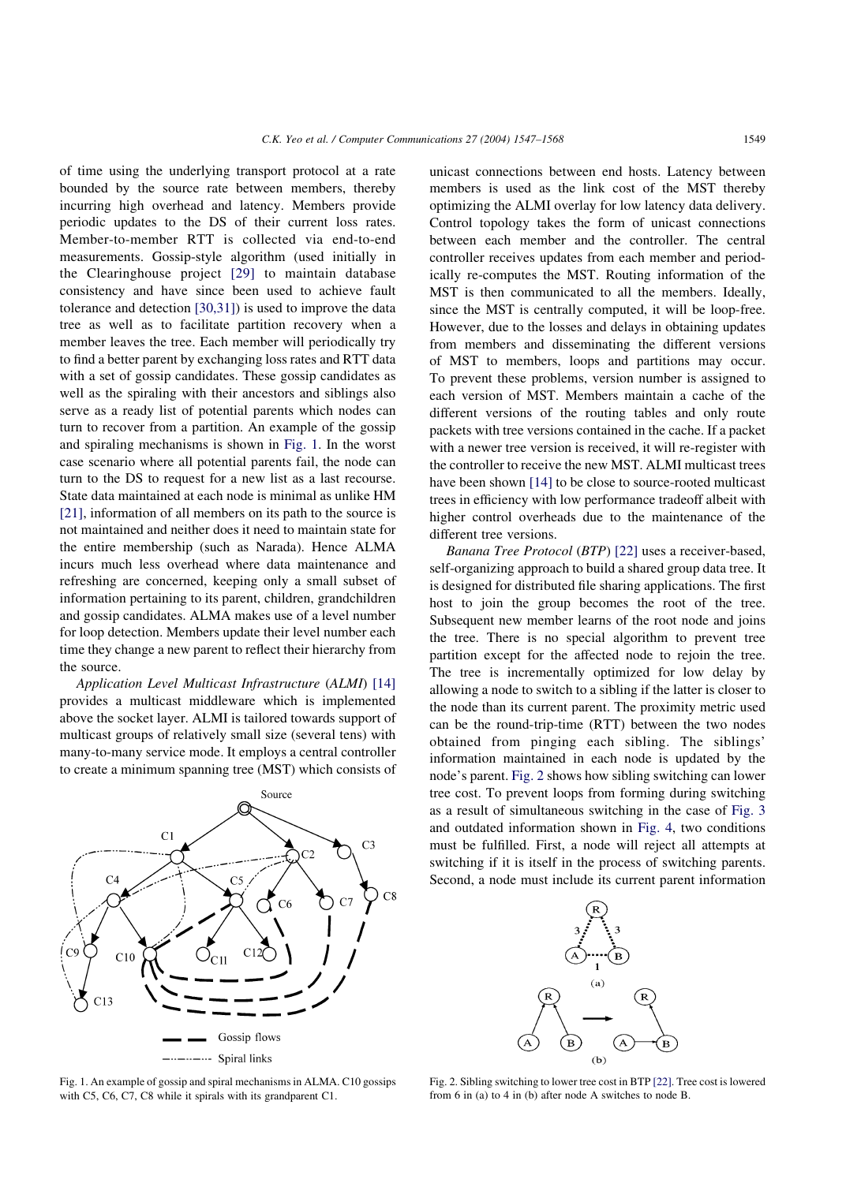of time using the underlying transport protocol at a rate bounded by the source rate between members, thereby incurring high overhead and latency. Members provide periodic updates to the DS of their current loss rates. Member-to-member RTT is collected via end-to-end measurements. Gossip-style algorithm (used initially in the Clearinghouse project [29] to maintain database consistency and have since been used to achieve fault tolerance and detection [30,31]) is used to improve the data tree as well as to facilitate partition recovery when a member leaves the tree. Each member will periodically try to find a better parent by exchanging loss rates and RTT data with a set of gossip candidates. These gossip candidates as well as the spiraling with their ancestors and siblings also serve as a ready list of potential parents which nodes can turn to recover from a partition. An example of the gossip and spiraling mechanisms is shown in Fig. 1. In the worst case scenario where all potential parents fail, the node can turn to the DS to request for a new list as a last recourse. State data maintained at each node is minimal as unlike HM [21], information of all members on its path to the source is not maintained and neither does it need to maintain state for the entire membership (such as Narada). Hence ALMA incurs much less overhead where data maintenance and refreshing are concerned, keeping only a small subset of information pertaining to its parent, children, grandchildren and gossip candidates. ALMA makes use of a level number for loop detection. Members update their level number each time they change a new parent to reflect their hierarchy from the source.

*Application Level Multicast Infrastructure* (*ALMI*) [14] provides a multicast middleware which is implemented above the socket layer. ALMI is tailored towards support of multicast groups of relatively small size (several tens) with many-to-many service mode. It employs a central controller to create a minimum spanning tree (MST) which consists of unicast connections between end hosts. Latency between members is used as the link cost of the MST thereby optimizing the ALMI overlay for low latency data delivery. Control topology takes the form of unicast connections between each member and the controller. The central controller receives updates from each member and periodically re-computes the MST. Routing information of the MST is then communicated to all the members. Ideally, since the MST is centrally computed, it will be loop-free. However, due to the losses and delays in obtaining updates from members and disseminating the different versions of MST to members, loops and partitions may occur. To prevent these problems, version number is assigned to each version of MST. Members maintain a cache of the different versions of the routing tables and only route packets with tree versions contained in the cache. If a packet with a newer tree version is received, it will re-register with the controller to receive the new MST. ALMI multicast trees have been shown [14] to be close to source-rooted multicast trees in efficiency with low performance tradeoff albeit with higher control overheads due to the maintenance of the different tree versions.

Source
C1
C2
C3
C4
C5
C6
C7
C8
C9
C10
C11
C12
C13
Gossip flows
Spiral links

Fig. 1. An example of gossip and spiral mechanisms in ALMA. C10 gossips with C5, C6, C7, C8 while it spirals with its grandparent C1.

*Banana Tree Protocol* (*BTP*) [22] uses a receiver-based, self-organizing approach to build a shared group data tree. It is designed for distributed file sharing applications. The first host to join the group becomes the root of the tree. Subsequent new member learns of the root node and joins the tree. There is no special algorithm to prevent tree partition except for the affected node to rejoin the tree. The tree is incrementally optimized for low delay by allowing a node to switch to a sibling if the latter is closer to the node than its current parent. The proximity metric used can be the round-trip-time (RTT) between the two nodes obtained from pinging each sibling. The siblings' information maintained in each node is updated by the node's parent. Fig. 2 shows how sibling switching can lower tree cost. To prevent loops from forming during switching as a result of simultaneous switching in the case of Fig. 3 and outdated information shown in Fig. 4, two conditions must be fulfilled. First, a node will reject all attempts at switching if it is itself in the process of switching parents. Second, a node must include its current parent information

R
3
3
A
B
1
(a)
R
A
B
R
A
B
(b)

Fig. 2. Sibling switching to lower tree cost in BTP [22]. Tree cost is lowered from 6 in (a) to 4 in (b) after node A switches to node B.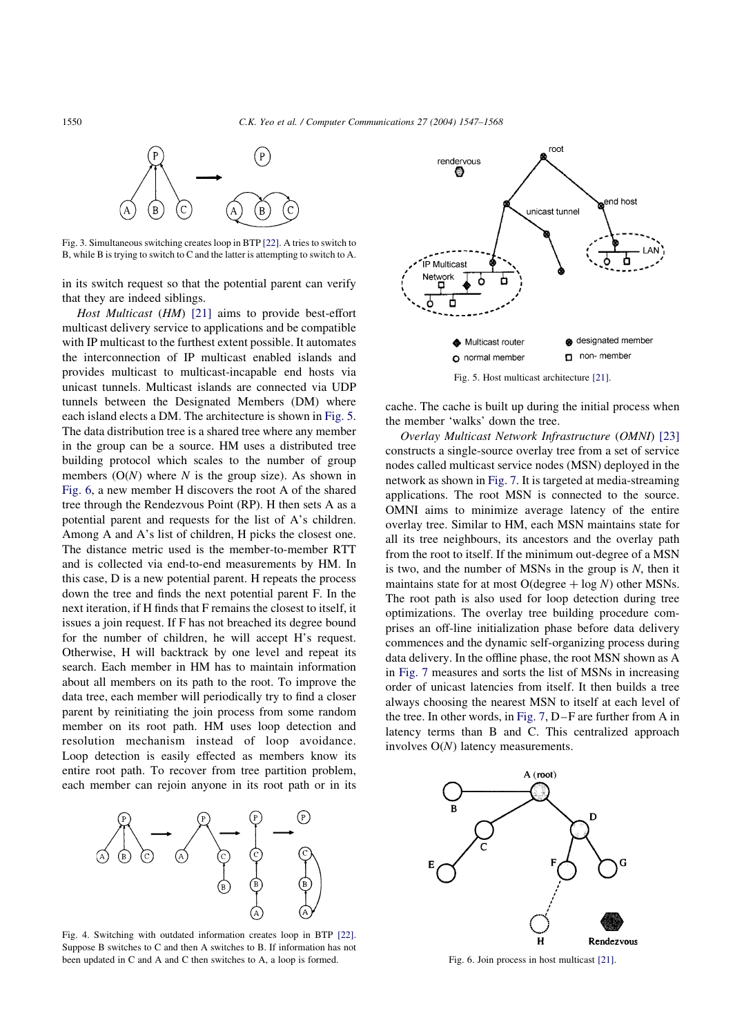Fig. 3. Simultaneous switching creates loop in BTP [22]. A tries to switch to B, while B is trying to switch to C and the latter is attempting to switch to A.

in its switch request so that the potential parent can verify that they are indeed siblings.

*Host Multicast* (*HM*) [21] aims to provide best-effort multicast delivery service to applications and be compatible with IP multicast to the furthest extent possible. It automates the interconnection of IP multicast enabled islands and provides multicast to multicast-incapable end hosts via unicast tunnels. Multicast islands are connected via UDP tunnels between the Designated Members (DM) where each island elects a DM. The architecture is shown in Fig. 5. The data distribution tree is a shared tree where any member in the group can be a source. HM uses a distributed tree building protocol which scales to the number of group members ($O(N)$ where $N$ is the group size). As shown in Fig. 6, a new member H discovers the root A of the shared tree through the Rendezvous Point (RP). H then sets A as a potential parent and requests for the list of A's children. Among A and A's list of children, H picks the closest one. The distance metric used is the member-to-member RTT and is collected via end-to-end measurements by HM. In this case, D is a new potential parent. H repeats the process down the tree and finds the next potential parent F. In the next iteration, if H finds that F remains the closest to itself, it issues a join request. If F has not breached its degree bound for the number of children, he will accept H's request. Otherwise, H will backtrack by one level and repeat its search. Each member in HM has to maintain information about all members on its path to the root. To improve the data tree, each member will periodically try to find a closer parent by reinitiating the join process from some random member on its root path. HM uses loop detection and resolution mechanism instead of loop avoidance. Loop detection is easily effected as members know its entire root path. To recover from tree partition problem, each member can rejoin anyone in its root path or in its cache. The cache is built up during the initial process when the member 'walks' down the tree.

Fig. 4. Switching with outdated information creates loop in BTP [22]. Suppose B switches to C and then A switches to B. If information has not been updated in C and A and C then switches to A, a loop is formed.

Fig. 5. Host multicast architecture [21].

*Overlay Multicast Network Infrastructure* (*OMNI*) [23] constructs a single-source overlay tree from a set of service nodes called multicast service nodes (MSN) deployed in the network as shown in Fig. 7. It is targeted at media-streaming applications. The root MSN is connected to the source. OMNI aims to minimize average latency of the entire overlay tree. Similar to HM, each MSN maintains state for all its tree neighbours, its ancestors and the overlay path from the root to itself. If the minimum out-degree of a MSN is two, and the number of MSNs in the group is $N$, then it maintains state for at most $O(\text{degree} + \log N)$ other MSNs. The root path is also used for loop detection during tree optimizations. The overlay tree building procedure comprises an off-line initialization phase before data delivery commences and the dynamic self-organizing process during data delivery. In the offline phase, the root MSN shown as A in Fig. 7 measures and sorts the list of MSNs in increasing order of unicast latencies from itself. It then builds a tree always choosing the nearest MSN to itself at each level of the tree. In other words, in Fig. 7, D–F are further from A in latency terms than B and C. This centralized approach involves $O(N)$ latency measurements.

Fig. 6. Join process in host multicast [21].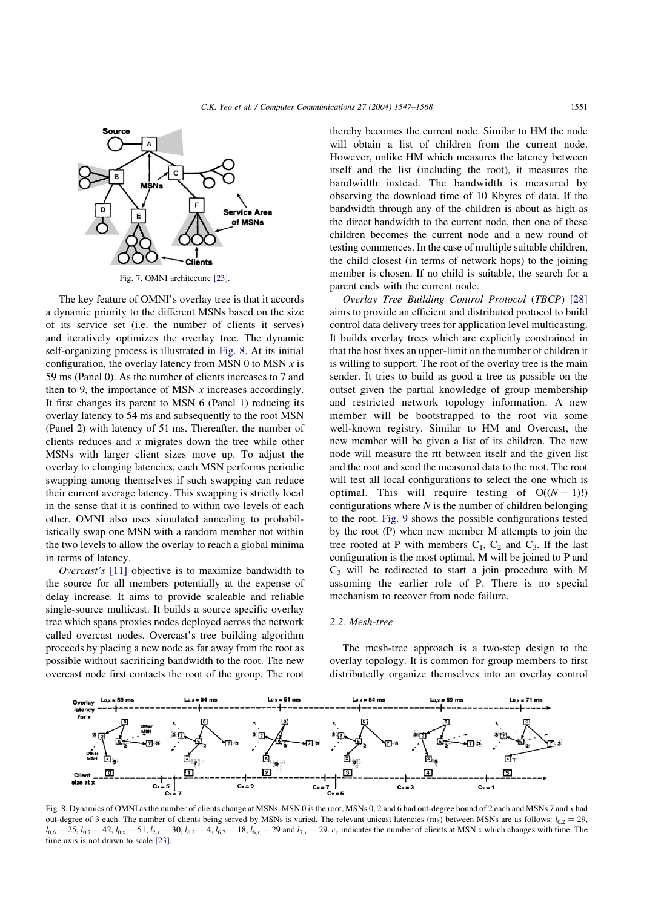Fig. 7. OMNI architecture [23].

The key feature of OMNI's overlay tree is that it accords a dynamic priority to the different MSNs based on the size of its service set (i.e. the number of clients it serves) and iteratively optimizes the overlay tree. The dynamic self-organizing process is illustrated in Fig. 8. At its initial configuration, the overlay latency from MSN 0 to MSN $x$ is 59 ms (Panel 0). As the number of clients increases to 7 and then to 9, the importance of MSN $x$ increases accordingly. It first changes its parent to MSN 6 (Panel 1) reducing its overlay latency to 54 ms and subsequently to the root MSN (Panel 2) with latency of 51 ms. Thereafter, the number of clients reduces and $x$ migrates down the tree while other MSNs with larger client sizes move up. To adjust the overlay to changing latencies, each MSN performs periodic swapping among themselves if such swapping can reduce their current average latency. This swapping is strictly local in the sense that it is confined to within two levels of each other. OMNI also uses simulated annealing to probabilistically swap one MSN with a random member not within the two levels to allow the overlay to reach a global minima in terms of latency.

*Overcast's* [11] objective is to maximize bandwidth to the source for all members potentially at the expense of delay increase. It aims to provide scaleable and reliable single-source multicast. It builds a source specific overlay tree which spans proxies nodes deployed across the network called overcast nodes. Overcast's tree building algorithm proceeds by placing a new node as far away from the root as possible without sacrificing bandwidth to the root. The new overcast node first contacts the root of the group. The root thereby becomes the current node. Similar to HM the node will obtain a list of children from the current node. However, unlike HM which measures the latency between itself and the list (including the root), it measures the bandwidth instead. The bandwidth is measured by observing the download time of 10 Kbytes of data. If the bandwidth through any of the children is about as high as the direct bandwidth to the current node, then one of these children becomes the current node and a new round of testing commences. In the case of multiple suitable children, the child closest (in terms of network hops) to the joining member is chosen. If no child is suitable, the search for a parent ends with the current node.

*Overlay Tree Building Control Protocol* (*TBCP*) [28] aims to provide an efficient and distributed protocol to build control data delivery trees for application level multicasting. It builds overlay trees which are explicitly constrained in that the host fixes an upper-limit on the number of children it is willing to support. The root of the overlay tree is the main sender. It tries to build as good a tree as possible on the outset given the partial knowledge of group membership and restricted network topology information. A new member will be bootstrapped to the root via some well-known registry. Similar to HM and Overcast, the new member will be given a list of its children. The new node will measure the rtt between itself and the given list and the root and send the measured data to the root. The root will test all local configurations to select the one which is optimal. This will require testing of $O((N+1)!)$ configurations where $N$ is the number of children belonging to the root. Fig. 9 shows the possible configurations tested by the root (P) when new member M attempts to join the tree rooted at P with members $C_1$, $C_2$ and $C_3$. If the last configuration is the most optimal, M will be joined to P and $C_3$ will be redirected to start a join procedure with M assuming the earlier role of P. There is no special mechanism to recover from node failure.

### 2.2. Mesh-tree

The mesh-tree approach is a two-step design to the overlay topology. It is common for group members to first distributedly organize themselves into an overlay control

Fig. 8. Dynamics of OMNI as the number of clients change at MSNs. MSN 0 is the root, MSNs 0, 2 and 6 had out-degree bound of 2 each and MSNs 7 and $x$ had out-degree of 3 each. The number of clients being served by MSNs is varied. The relevant unicast latencies (ms) between MSNs are as follows: $l_{0,2}=29$, $l_{0,6}=25$, $l_{0,7}=42$, $l_{0,x}=51$, $l_{2,x}=30$, $l_{6,2}=4$, $l_{6,7}=18$, $l_{6,x}=29$ and $l_{7,x}=29$. $c_x$ indicates the number of clients at MSN $x$ which changes with time. The time axis is not drawn to scale [23].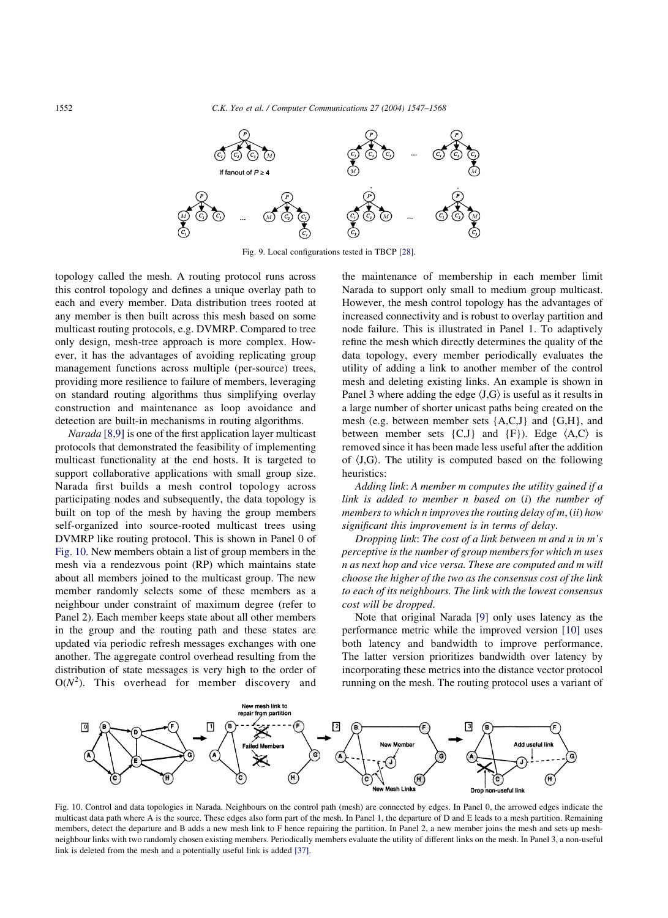Fig. 9. Local configurations tested in TBCP [28].

topology called the mesh. A routing protocol runs across this control topology and defines a unique overlay path to each and every member. Data distribution trees rooted at any member is then built across this mesh based on some multicast routing protocols, e.g. DVMRP. Compared to tree only design, mesh-tree approach is more complex. However, it has the advantages of avoiding replicating group management functions across multiple (per-source) trees, providing more resilience to failure of members, leveraging on standard routing algorithms thus simplifying overlay construction and maintenance as loop avoidance and detection are built-in mechanisms in routing algorithms.

*Narada* [8,9] is one of the first application layer multicast protocols that demonstrated the feasibility of implementing multicast functionality at the end hosts. It is targeted to support collaborative applications with small group size. Narada first builds a mesh control topology across participating nodes and subsequently, the data topology is built on top of the mesh by having the group members self-organized into source-rooted multicast trees using DVMRP like routing protocol. This is shown in Panel 0 of Fig. 10. New members obtain a list of group members in the mesh via a rendezvous point (RP) which maintains state about all members joined to the multicast group. The new member randomly selects some of these members as a neighbour under constraint of maximum degree (refer to Panel 2). Each member keeps state about all other members in the group and the routing path and these states are updated via periodic refresh messages exchanges with one another. The aggregate control overhead resulting from the distribution of state messages is very high to the order of $O(N^2)$. This overhead for member discovery and the maintenance of membership in each member limit Narada to support only small to medium group multicast. However, the mesh control topology has the advantages of increased connectivity and is robust to overlay partition and node failure. This is illustrated in Panel 1. To adaptively refine the mesh which directly determines the quality of the data topology, every member periodically evaluates the utility of adding a link to another member of the control mesh and deleting existing links. An example is shown in Panel 3 where adding the edge ⟨J,G⟩ is useful as it results in a large number of shorter unicast paths being created on the mesh (e.g. between member sets {A,C,J} and {G,H}, and between member sets {C,J} and {F}). Edge ⟨A,C⟩ is removed since it has been made less useful after the addition of ⟨J,G⟩. The utility is computed based on the following heuristics:

*Adding link*: *A member m computes the utility gained if a link is added to member n based on (i) the number of members to which n improves the routing delay of m, (ii) how significant this improvement is in terms of delay.*

*Dropping link*: *The cost of a link between m and n in m's perceptive is the number of group members for which m uses n as next hop and vice versa. These are computed and m will choose the higher of the two as the consensus cost of the link to each of its neighbours. The link with the lowest consensus cost will be dropped.*

Note that original Narada [9] only uses latency as the performance metric while the improved version [10] uses both latency and bandwidth to improve performance. The latter version prioritizes bandwidth over latency by incorporating these metrics into the distance vector protocol running on the mesh. The routing protocol uses a variant of

Fig. 10. Control and data topologies in Narada. Neighbours on the control path (mesh) are connected by edges. In Panel 0, the arrowed edges indicate the multicast data path where A is the source. These edges also form part of the mesh. In Panel 1, the departure of D and E leads to a mesh partition. Remaining members, detect the departure and B adds a new mesh link to F hence repairing the partition. In Panel 2, a new member joins the mesh and sets up mesh-neighbour links with two randomly chosen existing members. Periodically members evaluate the utility of different links on the mesh. In Panel 3, a non-useful link is deleted from the mesh and a potentially useful link is added [37].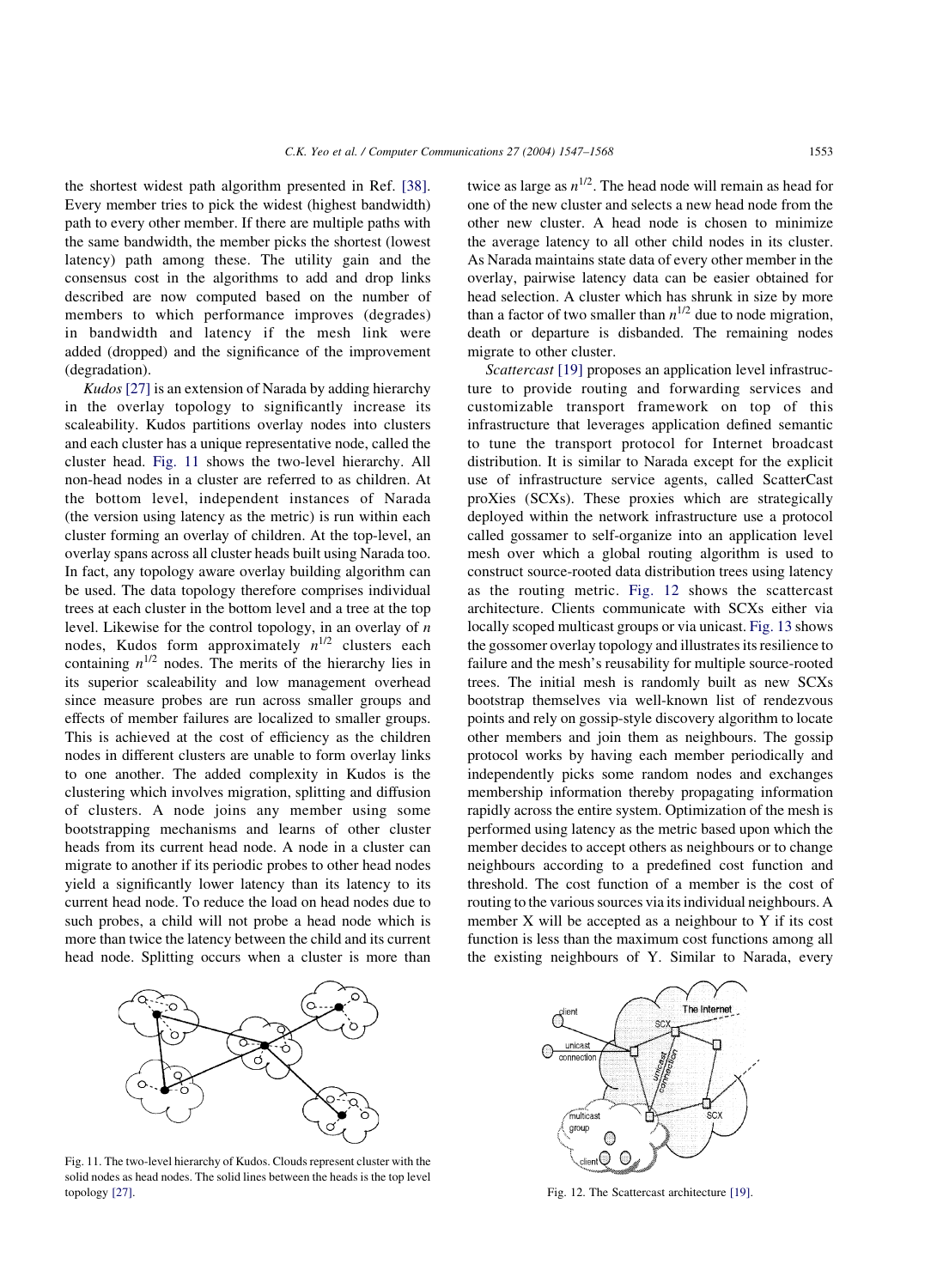the shortest widest path algorithm presented in Ref. [38]. Every member tries to pick the widest (highest bandwidth) path to every other member. If there are multiple paths with the same bandwidth, the member picks the shortest (lowest latency) path among these. The utility gain and the consensus cost in the algorithms to add and drop links described are now computed based on the number of members to which performance improves (degrades) in bandwidth and latency if the mesh link were added (dropped) and the significance of the improvement (degradation).

*Kudos* [27] is an extension of Narada by adding hierarchy in the overlay topology to significantly increase its scaleability. Kudos partitions overlay nodes into clusters and each cluster has a unique representative node, called the cluster head. Fig. 11 shows the two-level hierarchy. All non-head nodes in a cluster are referred to as children. At the bottom level, independent instances of Narada (the version using latency as the metric) is run within each cluster forming an overlay of children. At the top-level, an overlay spans across all cluster heads built using Narada too. In fact, any topology aware overlay building algorithm can be used. The data topology therefore comprises individual trees at each cluster in the bottom level and a tree at the top level. Likewise for the control topology, in an overlay of $n$ nodes, Kudos form approximately $n^{1/2}$ clusters each containing $n^{1/2}$ nodes. The merits of the hierarchy lies in its superior scaleability and low management overhead since measure probes are run across smaller groups and effects of member failures are localized to smaller groups. This is achieved at the cost of efficiency as the children nodes in different clusters are unable to form overlay links to one another. The added complexity in Kudos is the clustering which involves migration, splitting and diffusion of clusters. A node joins any member using some bootstrapping mechanisms and learns of other cluster heads from its current head node. A node in a cluster can migrate to another if its periodic probes to other head nodes yield a significantly lower latency than its latency to its current head node. To reduce the load on head nodes due to such probes, a child will not probe a head node which is more than twice the latency between the child and its current head node. Splitting occurs when a cluster is more than twice as large as $n^{1/2}$. The head node will remain as head for one of the new cluster and selects a new head node from the other new cluster. A head node is chosen to minimize the average latency to all other child nodes in its cluster. As Narada maintains state data of every other member in the overlay, pairwise latency data can be easier obtained for head selection. A cluster which has shrunk in size by more than a factor of two smaller than $n^{1/2}$ due to node migration, death or departure is disbanded. The remaining nodes migrate to other cluster.

*Scattercast* [19] proposes an application level infrastructure to provide routing and forwarding services and customizable transport framework on top of this infrastructure that leverages application defined semantic to tune the transport protocol for Internet broadcast distribution. It is similar to Narada except for the explicit use of infrastructure service agents, called ScatterCast proXies (SCXs). These proxies which are strategically deployed within the network infrastructure use a protocol called gossamer to self-organize into an application level mesh over which a global routing algorithm is used to construct source-rooted data distribution trees using latency as the routing metric. Fig. 12 shows the scattercast architecture. Clients communicate with SCXs either via locally scoped multicast groups or via unicast. Fig. 13 shows the gossomer overlay topology and illustrates its resilience to failure and the mesh's reusability for multiple source-rooted trees. The initial mesh is randomly built as new SCXs bootstrap themselves via well-known list of rendezvous points and rely on gossip-style discovery algorithm to locate other members and join them as neighbours. The gossip protocol works by having each member periodically and independently picks some random nodes and exchanges membership information thereby propagating information rapidly across the entire system. Optimization of the mesh is performed using latency as the metric based upon which the member decides to accept others as neighbours or to change neighbours according to a predefined cost function and threshold. The cost function of a member is the cost of routing to the various sources via its individual neighbours. A member X will be accepted as a neighbour to Y if its cost function is less than the maximum cost functions among all the existing neighbours of Y. Similar to Narada, every

Fig. 11. The two-level hierarchy of Kudos. Clouds represent cluster with the solid nodes as head nodes. The solid lines between the heads is the top level topology [27].

Fig. 12. The Scattercast architecture [19].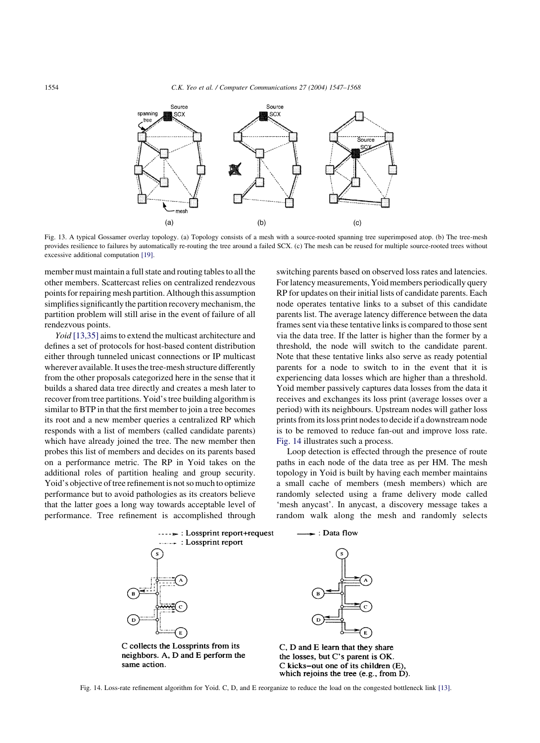Fig. 13. A typical Gossamer overlay topology. (a) Topology consists of a mesh with a source-rooted spanning tree superimposed atop. (b) The tree-mesh provides resilience to failures by automatically re-routing the tree around a failed SCX. (c) The mesh can be reused for multiple source-rooted trees without excessive additional computation [19].

member must maintain a full state and routing tables to all the other members. Scattercast relies on centralized rendezvous points for repairing mesh partition. Although this assumption simplifies significantly the partition recovery mechanism, the partition problem will still arise in the event of failure of all rendezvous points.

*Yoid* [13,35] aims to extend the multicast architecture and defines a set of protocols for host-based content distribution either through tunneled unicast connections or IP multicast wherever available. It uses the tree-mesh structure differently from the other proposals categorized here in the sense that it builds a shared data tree directly and creates a mesh later to recover from tree partitions. Yoid's tree building algorithm is similar to BTP in that the first member to join a tree becomes its root and a new member queries a centralized RP which responds with a list of members (called candidate parents) which have already joined the tree. The new member then probes this list of members and decides on its parents based on a performance metric. The RP in Yoid takes on the additional roles of partition healing and group security. Yoid's objective of tree refinement is not so much to optimize performance but to avoid pathologies as its creators believe that the latter goes a long way towards acceptable level of performance. Tree refinement is accomplished through switching parents based on observed loss rates and latencies. For latency measurements, Yoid members periodically query RP for updates on their initial lists of candidate parents. Each node operates tentative links to a subset of this candidate parents list. The average latency difference between the data frames sent via these tentative links is compared to those sent via the data tree. If the latter is higher than the former by a threshold, the node will switch to the candidate parent. Note that these tentative links also serve as ready potential parents for a node to switch to in the event that it is experiencing data losses which are higher than a threshold. Yoid member passively captures data losses from the data it receives and exchanges its loss print (average losses over a period) with its neighbours. Upstream nodes will gather loss prints from its loss print nodes to decide if a downstream node is to be removed to reduce fan-out and improve loss rate. Fig. 14 illustrates such a process.

Loop detection is effected through the presence of route paths in each node of the data tree as per HM. The mesh topology in Yoid is built by having each member maintains a small cache of members (mesh members) which are randomly selected using a frame delivery mode called 'mesh anycast'. In anycast, a discovery message takes a random walk along the mesh and randomly selects

Fig. 14. Loss-rate refinement algorithm for Yoid. C, D, and E reorganize to reduce the load on the congested bottleneck link [13].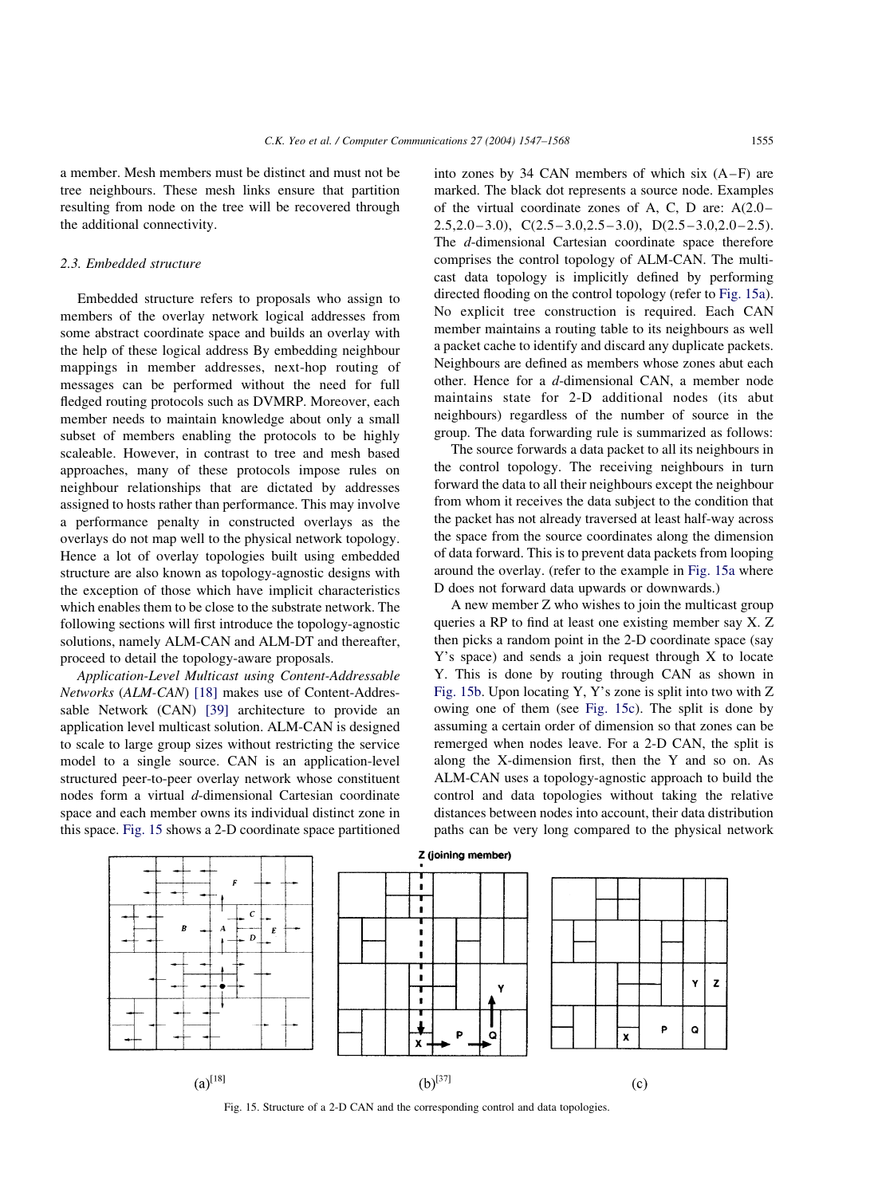a member. Mesh members must be distinct and must not be tree neighbours. These mesh links ensure that partition resulting from node on the tree will be recovered through the additional connectivity.

### 2.3. Embedded structure

Embedded structure refers to proposals who assign to members of the overlay network logical addresses from some abstract coordinate space and builds an overlay with the help of these logical address By embedding neighbour mappings in member addresses, next-hop routing of messages can be performed without the need for full fledged routing protocols such as DVMRP. Moreover, each member needs to maintain knowledge about only a small subset of members enabling the protocols to be highly scaleable. However, in contrast to tree and mesh based approaches, many of these protocols impose rules on neighbour relationships that are dictated by addresses assigned to hosts rather than performance. This may involve a performance penalty in constructed overlays as the overlays do not map well to the physical network topology. Hence a lot of overlay topologies built using embedded structure are also known as topology-agnostic designs with the exception of those which have implicit characteristics which enables them to be close to the substrate network. The following sections will first introduce the topology-agnostic solutions, namely ALM-CAN and ALM-DT and thereafter, proceed to detail the topology-aware proposals.

*Application-Level Multicast using Content-Addressable Networks* (*ALM-CAN*) [18] makes use of Content-Addressable Network (CAN) [39] architecture to provide an application level multicast solution. ALM-CAN is designed to scale to large group sizes without restricting the service model to a single source. CAN is an application-level structured peer-to-peer overlay network whose constituent nodes form a virtual *d*-dimensional Cartesian coordinate space and each member owns its individual distinct zone in this space. Fig. 15 shows a 2-D coordinate space partitioned into zones by 34 CAN members of which six (A–F) are marked. The black dot represents a source node. Examples of the virtual coordinate zones of A, C, D are: A(2.0–2.5,2.0–3.0), C(2.5–3.0,2.5–3.0), D(2.5–3.0,2.0–2.5). The *d*-dimensional Cartesian coordinate space therefore comprises the control topology of ALM-CAN. The multicast data topology is implicitly defined by performing directed flooding on the control topology (refer to Fig. 15a). No explicit tree construction is required. Each CAN member maintains a routing table to its neighbours as well a packet cache to identify and discard any duplicate packets. Neighbours are defined as members whose zones abut each other. Hence for a *d*-dimensional CAN, a member node maintains state for 2-D additional nodes (its abut neighbours) regardless of the number of source in the group. The data forwarding rule is summarized as follows:

The source forwards a data packet to all its neighbours in the control topology. The receiving neighbours in turn forward the data to all their neighbours except the neighbour from whom it receives the data subject to the condition that the packet has not already traversed at least half-way across the space from the source coordinates along the dimension of data forward. This is to prevent data packets from looping around the overlay. (refer to the example in Fig. 15a where D does not forward data upwards or downwards.)

A new member Z who wishes to join the multicast group queries a RP to find at least one existing member say X. Z then picks a random point in the 2-D coordinate space (say Y's space) and sends a join request through X to locate Y. This is done by routing through CAN as shown in Fig. 15b. Upon locating Y, Y's zone is split into two with Z owing one of them (see Fig. 15c). The split is done by assuming a certain order of dimension so that zones can be remerged when nodes leave. For a 2-D CAN, the split is along the X-dimension first, then the Y and so on. As ALM-CAN uses a topology-agnostic approach to build the control and data topologies without taking the relative distances between nodes into account, their data distribution paths can be very long compared to the physical network

(a)[18] (b)[37] (c)

Fig. 15. Structure of a 2-D CAN and the corresponding control and data topologies.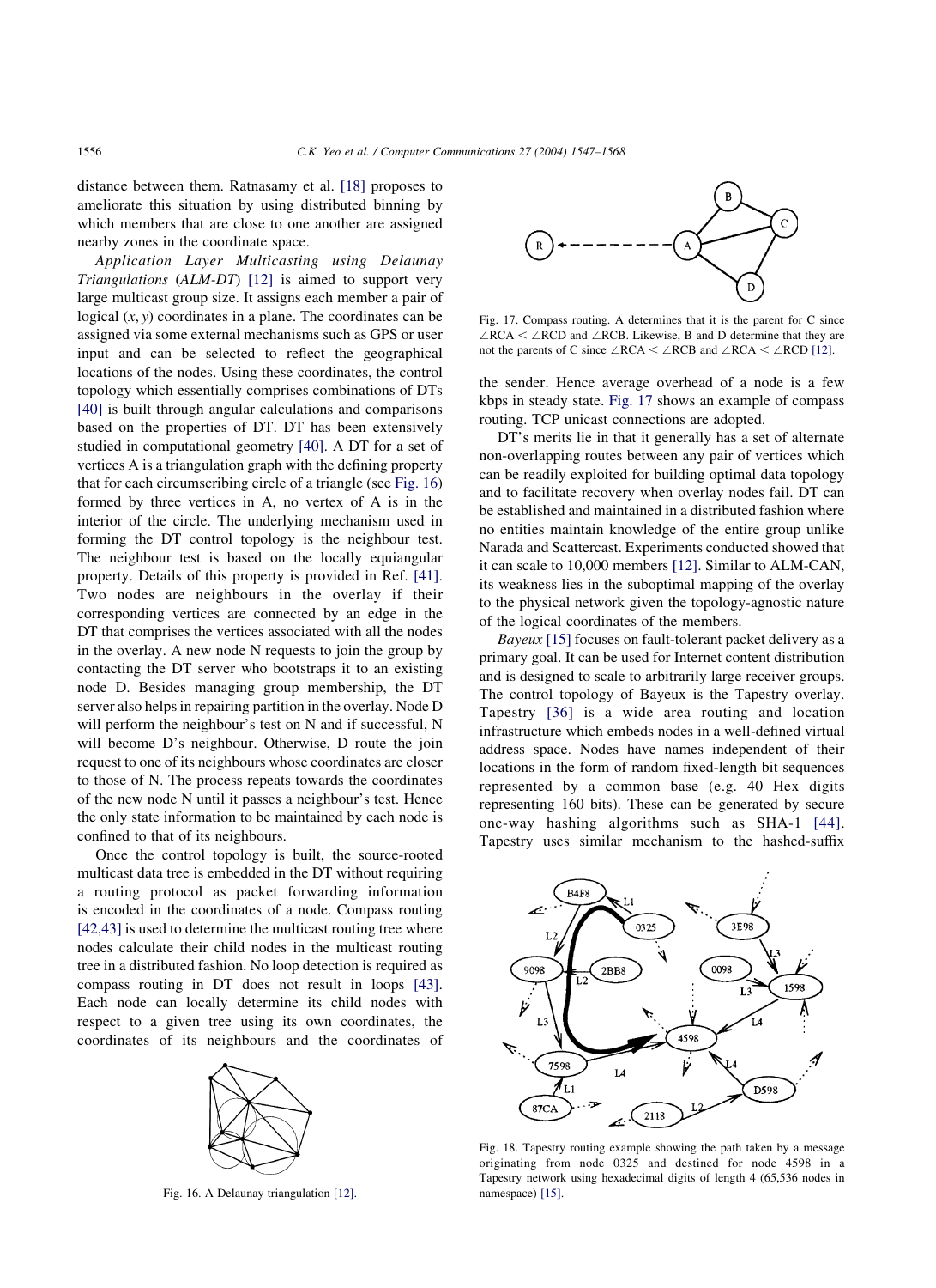distance between them. Ratnasamy et al. [18] proposes to ameliorate this situation by using distributed binning by which members that are close to one another are assigned nearby zones in the coordinate space.

*Application Layer Multicasting using Delaunay Triangulations* (*ALM-DT*) [12] is aimed to support very large multicast group size. It assigns each member a pair of logical $(x, y)$ coordinates in a plane. The coordinates can be assigned via some external mechanisms such as GPS or user input and can be selected to reflect the geographical locations of the nodes. Using these coordinates, the control topology which essentially comprises combinations of DTs [40] is built through angular calculations and comparisons based on the properties of DT. DT has been extensively studied in computational geometry [40]. A DT for a set of vertices A is a triangulation graph with the defining property that for each circumscribing circle of a triangle (see Fig. 16) formed by three vertices in A, no vertex of A is in the interior of the circle. The underlying mechanism used in forming the DT control topology is the neighbour test. The neighbour test is based on the locally equiangular property. Details of this property is provided in Ref. [41]. Two nodes are neighbours in the overlay if their corresponding vertices are connected by an edge in the DT that comprises the vertices associated with all the nodes in the overlay. A new node N requests to join the group by contacting the DT server who bootstraps it to an existing node D. Besides managing group membership, the DT server also helps in repairing partition in the overlay. Node D will perform the neighbour's test on N and if successful, N will become D's neighbour. Otherwise, D route the join request to one of its neighbours whose coordinates are closer to those of N. The process repeats towards the coordinates of the new node N until it passes a neighbour's test. Hence the only state information to be maintained by each node is confined to that of its neighbours.

Once the control topology is built, the source-rooted multicast data tree is embedded in the DT without requiring a routing protocol as packet forwarding information is encoded in the coordinates of a node. Compass routing [42,43] is used to determine the multicast routing tree where nodes calculate their child nodes in the multicast routing tree in a distributed fashion. No loop detection is required as compass routing in DT does not result in loops [43]. Each node can locally determine its child nodes with respect to a given tree using its own coordinates, the coordinates of its neighbours and the coordinates of the sender. Hence average overhead of a node is a few kbps in steady state. Fig. 17 shows an example of compass routing. TCP unicast connections are adopted.

Fig. 16. A Delaunay triangulation [12].

Fig. 17. Compass routing. A determines that it is the parent for C since $\angle RCA < \angle RCD$ and $\angle RCB$. Likewise, B and D determine that they are not the parents of C since $\angle RCA < \angle RCB$ and $\angle RCA < \angle RCD$ [12].

DT's merits lie in that it generally has a set of alternate non-overlapping routes between any pair of vertices which can be readily exploited for building optimal data topology and to facilitate recovery when overlay nodes fail. DT can be established and maintained in a distributed fashion where no entities maintain knowledge of the entire group unlike Narada and Scattercast. Experiments conducted showed that it can scale to 10,000 members [12]. Similar to ALM-CAN, its weakness lies in the suboptimal mapping of the overlay to the physical network given the topology-agnostic nature of the logical coordinates of the members.

*Bayeux* [15] focuses on fault-tolerant packet delivery as a primary goal. It can be used for Internet content distribution and is designed to scale to arbitrarily large receiver groups. The control topology of Bayeux is the Tapestry overlay. Tapestry [36] is a wide area routing and location infrastructure which embeds nodes in a well-defined virtual address space. Nodes have names independent of their locations in the form of random fixed-length bit sequences represented by a common base (e.g. 40 Hex digits representing 160 bits). These can be generated by secure one-way hashing algorithms such as SHA-1 [44]. Tapestry uses similar mechanism to the hashed-suffix

Fig. 18. Tapestry routing example showing the path taken by a message originating from node 0325 and destined for node 4598 in a Tapestry network using hexadecimal digits of length 4 (65,536 nodes in namespace) [15].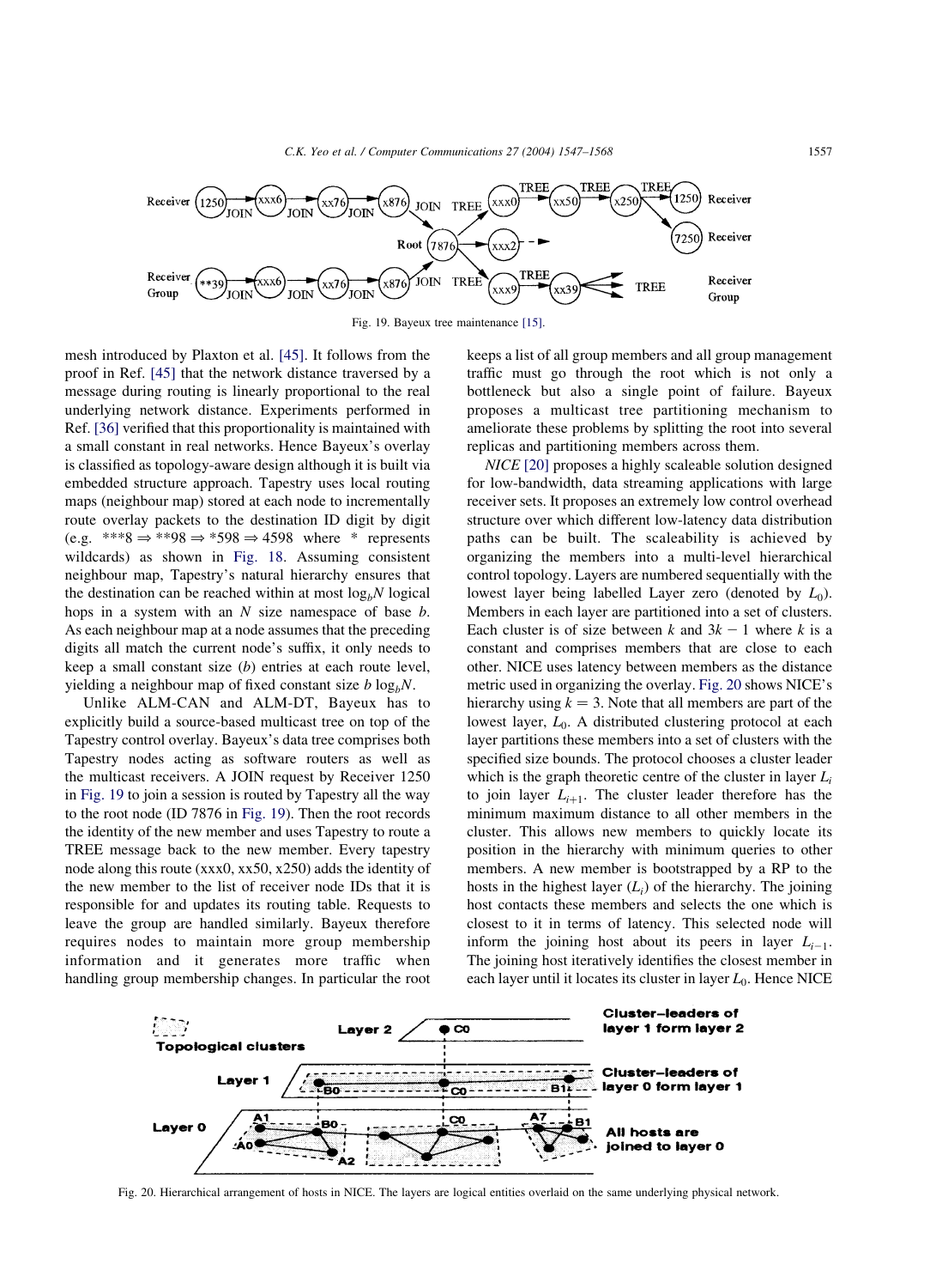Fig. 19. Bayeux tree maintenance [15].

mesh introduced by Plaxton et al. [45]. It follows from the proof in Ref. [45] that the network distance traversed by a message during routing is linearly proportional to the real underlying network distance. Experiments performed in Ref. [36] verified that this proportionality is maintained with a small constant in real networks. Hence Bayeux's overlay is classified as topology-aware design although it is built via embedded structure approach. Tapestry uses local routing maps (neighbour map) stored at each node to incrementally route overlay packets to the destination ID digit by digit (e.g. ***8 ⇒ **98 ⇒ *598 ⇒ 4598 where * represents wildcards) as shown in Fig. 18. Assuming consistent neighbour map, Tapestry's natural hierarchy ensures that the destination can be reached within at most $\log_b N$ logical hops in a system with an $N$ size namespace of base $b$. As each neighbour map at a node assumes that the preceding digits all match the current node's suffix, it only needs to keep a small constant size ($b$) entries at each route level, yielding a neighbour map of fixed constant size $b \log_b N$.

Unlike ALM-CAN and ALM-DT, Bayeux has to explicitly build a source-based multicast tree on top of the Tapestry control overlay. Bayeux's data tree comprises both Tapestry nodes acting as software routers as well as the multicast receivers. A JOIN request by Receiver 1250 in Fig. 19 to join a session is routed by Tapestry all the way to the root node (ID 7876 in Fig. 19). Then the root records the identity of the new member and uses Tapestry to route a TREE message back to the new member. Every tapestry node along this route (xxx0, xx50, x250) adds the identity of the new member to the list of receiver node IDs that it is responsible for and updates its routing table. Requests to leave the group are handled similarly. Bayeux therefore requires nodes to maintain more group membership information and it generates more traffic when handling group membership changes. In particular the root keeps a list of all group members and all group management traffic must go through the root which is not only a bottleneck but also a single point of failure. Bayeux proposes a multicast tree partitioning mechanism to ameliorate these problems by splitting the root into several replicas and partitioning members across them.

*NICE* [20] proposes a highly scaleable solution designed for low-bandwidth, data streaming applications with large receiver sets. It proposes an extremely low control overhead structure over which different low-latency data distribution paths can be built. The scaleability is achieved by organizing the members into a multi-level hierarchical control topology. Layers are numbered sequentially with the lowest layer being labelled Layer zero (denoted by $L_0$). Members in each layer are partitioned into a set of clusters. Each cluster is of size between $k$ and $3k-1$ where $k$ is a constant and comprises members that are close to each other. NICE uses latency between members as the distance metric used in organizing the overlay. Fig. 20 shows NICE's hierarchy using $k=3$. Note that all members are part of the lowest layer, $L_0$. A distributed clustering protocol at each layer partitions these members into a set of clusters with the specified size bounds. The protocol chooses a cluster leader which is the graph theoretic centre of the cluster in layer $L_i$ to join layer $L_{i+1}$. The cluster leader therefore has the minimum maximum distance to all other members in the cluster. This allows new members to quickly locate its position in the hierarchy with minimum queries to other members. A new member is bootstrapped by a RP to the hosts in the highest layer ($L_i$) of the hierarchy. The joining host contacts these members and selects the one which is closest to it in terms of latency. This selected node will inform the joining host about its peers in layer $L_{i-1}$. The joining host iteratively identifies the closest member in each layer until it locates its cluster in layer $L_0$. Hence NICE

Fig. 20. Hierarchical arrangement of hosts in NICE. The layers are logical entities overlaid on the same underlying physical network.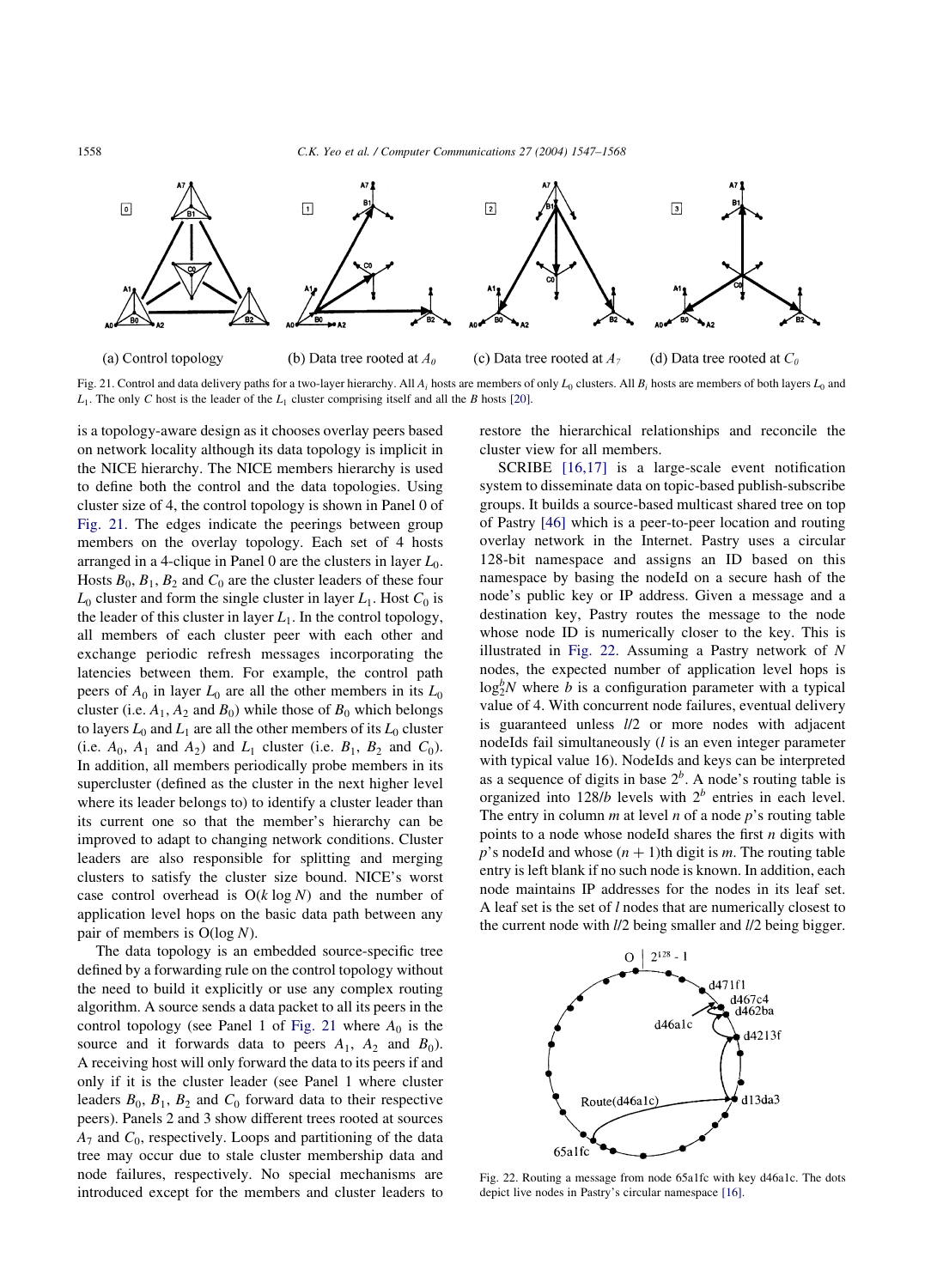(a) Control topology (b) Data tree rooted at $A_0$ (c) Data tree rooted at $A_7$ (d) Data tree rooted at $C_0$

Fig. 21. Control and data delivery paths for a two-layer hierarchy. All $A_i$ hosts are members of only $L_0$ clusters. All $B_i$ hosts are members of both layers $L_0$ and $L_1$. The only $C$ host is the leader of the $L_1$ cluster comprising itself and all the $B$ hosts [20].

is a topology-aware design as it chooses overlay peers based on network locality although its data topology is implicit in the NICE hierarchy. The NICE members hierarchy is used to define both the control and the data topologies. Using cluster size of 4, the control topology is shown in Panel 0 of Fig. 21. The edges indicate the peerings between group members on the overlay topology. Each set of 4 hosts arranged in a 4-clique in Panel 0 are the clusters in layer $L_0$. Hosts $B_0$, $B_1$, $B_2$ and $C_0$ are the cluster leaders of these four $L_0$ cluster and form the single cluster in layer $L_1$. Host $C_0$ is the leader of this cluster in layer $L_1$. In the control topology, all members of each cluster peer with each other and exchange periodic refresh messages incorporating the latencies between them. For example, the control path peers of $A_0$ in layer $L_0$ are all the other members in its $L_0$ cluster (i.e. $A_1$, $A_2$ and $B_0$) while those of $B_0$ which belongs to layers $L_0$ and $L_1$ are all the other members of its $L_0$ cluster (i.e. $A_0$, $A_1$ and $A_2$) and $L_1$ cluster (i.e. $B_1$, $B_2$ and $C_0$). In addition, all members periodically probe members in its supercluster (defined as the cluster in the next higher level where its leader belongs to) to identify a cluster leader than its current one so that the member's hierarchy can be improved to adapt to changing network conditions. Cluster leaders are also responsible for splitting and merging clusters to satisfy the cluster size bound. NICE's worst case control overhead is $O(k \log N)$ and the number of application level hops on the basic data path between any pair of members is $O(\log N)$.

The data topology is an embedded source-specific tree defined by a forwarding rule on the control topology without the need to build it explicitly or use any complex routing algorithm. A source sends a data packet to all its peers in the control topology (see Panel 1 of Fig. 21 where $A_0$ is the source and it forwards data to peers $A_1$, $A_2$ and $B_0$). A receiving host will only forward the data to its peers if and only if it is the cluster leader (see Panel 1 where cluster leaders $B_0$, $B_1$, $B_2$ and $C_0$ forward data to their respective peers). Panels 2 and 3 show different trees rooted at sources $A_7$ and $C_0$, respectively. Loops and partitioning of the data tree may occur due to stale cluster membership data and node failures, respectively. No special mechanisms are introduced except for the members and cluster leaders to restore the hierarchical relationships and reconcile the cluster view for all members.

SCRIBE [16,17] is a large-scale event notification system to disseminate data on topic-based publish-subscribe groups. It builds a source-based multicast shared tree on top of Pastry [46] which is a peer-to-peer location and routing overlay network in the Internet. Pastry uses a circular 128-bit namespace and assigns an ID based on this namespace by basing the nodeId on a secure hash of the node's public key or IP address. Given a message and a destination key, Pastry routes the message to the node whose node ID is numerically closer to the key. This is illustrated in Fig. 22. Assuming a Pastry network of $N$ nodes, the expected number of application level hops is $\log_2^b N$ where $b$ is a configuration parameter with a typical value of 4. With concurrent node failures, eventual delivery is guaranteed unless $l/2$ or more nodes with adjacent nodeIds fail simultaneously ($l$ is an even integer parameter with typical value 16). NodeIds and keys can be interpreted as a sequence of digits in base $2^b$. A node's routing table is organized into $128/b$ levels with $2^b$ entries in each level. The entry in column $m$ at level $n$ of a node $p$'s routing table points to a node whose nodeId shares the first $n$ digits with $p$'s nodeId and whose $(n+1)$th digit is $m$. The routing table entry is left blank if no such node is known. In addition, each node maintains IP addresses for the nodes in its leaf set. A leaf set is the set of $l$ nodes that are numerically closest to the current node with $l/2$ being smaller and $l/2$ being bigger.

Fig. 22. Routing a message from node 65a1fc with key d46a1c. The dots depict live nodes in Pastry's circular namespace [16].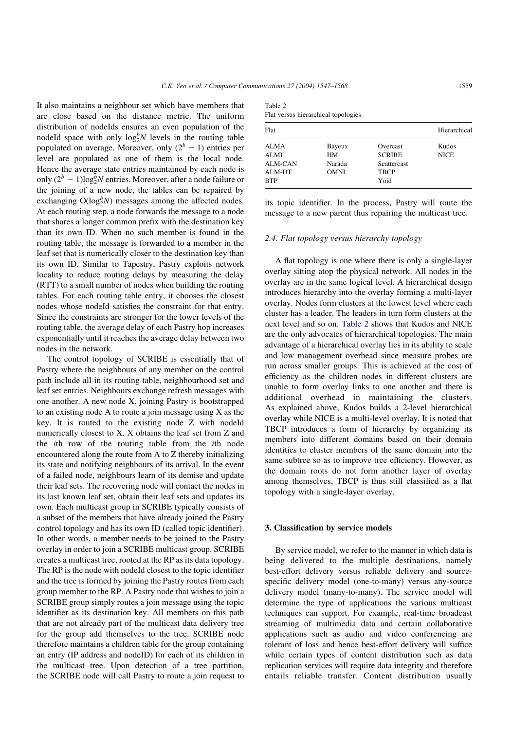It also maintains a neighbour set which have members that are close based on the distance metric. The uniform distribution of nodeIds ensures an even population of the nodeId space with only $\log_2^b N$ levels in the routing table populated on average. Moreover, only $(2^b - 1)$ entries per level are populated as one of them is the local node. Hence the average state entries maintained by each node is only $(2^b - 1)\log_2^b N$ entries. Moreover, after a node failure or the joining of a new node, the tables can be repaired by exchanging $O(\log_2^b N)$ messages among the affected nodes. At each routing step, a node forwards the message to a node that shares a longer common prefix with the destination key than its own ID. When no such member is found in the routing table, the message is forwarded to a member in the leaf set that is numerically closer to the destination key than its own ID. Similar to Tapestry, Pastry exploits network locality to reduce routing delays by measuring the delay (RTT) to a small number of nodes when building the routing tables. For each routing table entry, it chooses the closest nodes whose nodeId satisfies the constraint for that entry. Since the constraints are stronger for the lower levels of the routing table, the average delay of each Pastry hop increases exponentially until it reaches the average delay between two nodes in the network.

The control topology of SCRIBE is essentially that of Pastry where the neighbours of any member on the control path include all in its routing table, neighbourhood set and leaf set entries. Neighbours exchange refresh messages with one another. A new node X, joining Pastry is bootstrapped to an existing node A to route a join message using X as the key. It is routed to the existing node Z with nodeId numerically closest to X. X obtains the leaf set from Z and the *i*th row of the routing table from the *i*th node encountered along the route from A to Z thereby initializing its state and notifying neighbours of its arrival. In the event of a failed node, neighbours learn of its demise and update their leaf sets. The recovering node will contact the nodes in its last known leaf set, obtain their leaf sets and updates its own. Each multicast group in SCRIBE typically consists of a subset of the members that have already joined the Pastry control topology and has its own ID (called topic identifier). In other words, a member needs to be joined to the Pastry overlay in order to join a SCRIBE multicast group. SCRIBE creates a multicast tree, rooted at the RP as its data topology. The RP is the node with nodeId closest to the topic identifier and the tree is formed by joining the Pastry routes from each group member to the RP. A Pastry node that wishes to join a SCRIBE group simply routes a join message using the topic identifier as its destination key. All members on this path that are not already part of the multicast data delivery tree for the group add themselves to the tree. SCRIBE node therefore maintains a children table for the group containing an entry (IP address and nodeID) for each of its children in the multicast tree. Upon detection of a tree partition, the SCRIBE node will call Pastry to route a join request to its topic identifier. In the process, Pastry will route the message to a new parent thus repairing the multicast tree.

Table 2
Flat versus hierarchical topologies

| Flat | | | Hierarchical |
|---|---|---|---|
| ALMA | Bayeux | Overcast | Kudos |
| ALMI | HM | SCRIBE | NICE |
| ALM-CAN | Narada | Scattercast | |
| ALM-DT | OMNI | TBCP | |
| BTP | | Yoid | |

### 2.4. Flat topology versus hierarchy topology

A flat topology is one where there is only a single-layer overlay sitting atop the physical network. All nodes in the overlay are in the same logical level. A hierarchical design introduces hierarchy into the overlay forming a multi-layer overlay. Nodes form clusters at the lowest level where each cluster has a leader. The leaders in turn form clusters at the next level and so on. Table 2 shows that Kudos and NICE are the only advocates of hierarchical topologies. The main advantage of a hierarchical overlay lies in its ability to scale and low management overhead since measure probes are run across smaller groups. This is achieved at the cost of efficiency as the children nodes in different clusters are unable to form overlay links to one another and there is additional overhead in maintaining the clusters. As explained above, Kudos builds a 2-level hierarchical overlay while NICE is a multi-level overlay. It is noted that TBCP introduces a form of hierarchy by organizing its members into different domains based on their domain identities to cluster members of the same domain into the same subtree so as to improve tree efficiency. However, as the domain roots do not form another layer of overlay among themselves, TBCP is thus still classified as a flat topology with a single-layer overlay.

## 3. Classification by service models

By service model, we refer to the manner in which data is being delivered to the multiple destinations, namely best-effort delivery versus reliable delivery and source-specific delivery model (one-to-many) versus any-source delivery model (many-to-many). The service model will determine the type of applications the various multicast techniques can support. For example, real-time broadcast streaming of multimedia data and certain collaborative applications such as audio and video conferencing are tolerant of loss and hence best-effort delivery will suffice while certain types of content distribution such as data replication services will require data integrity and therefore entails reliable transfer. Content distribution usually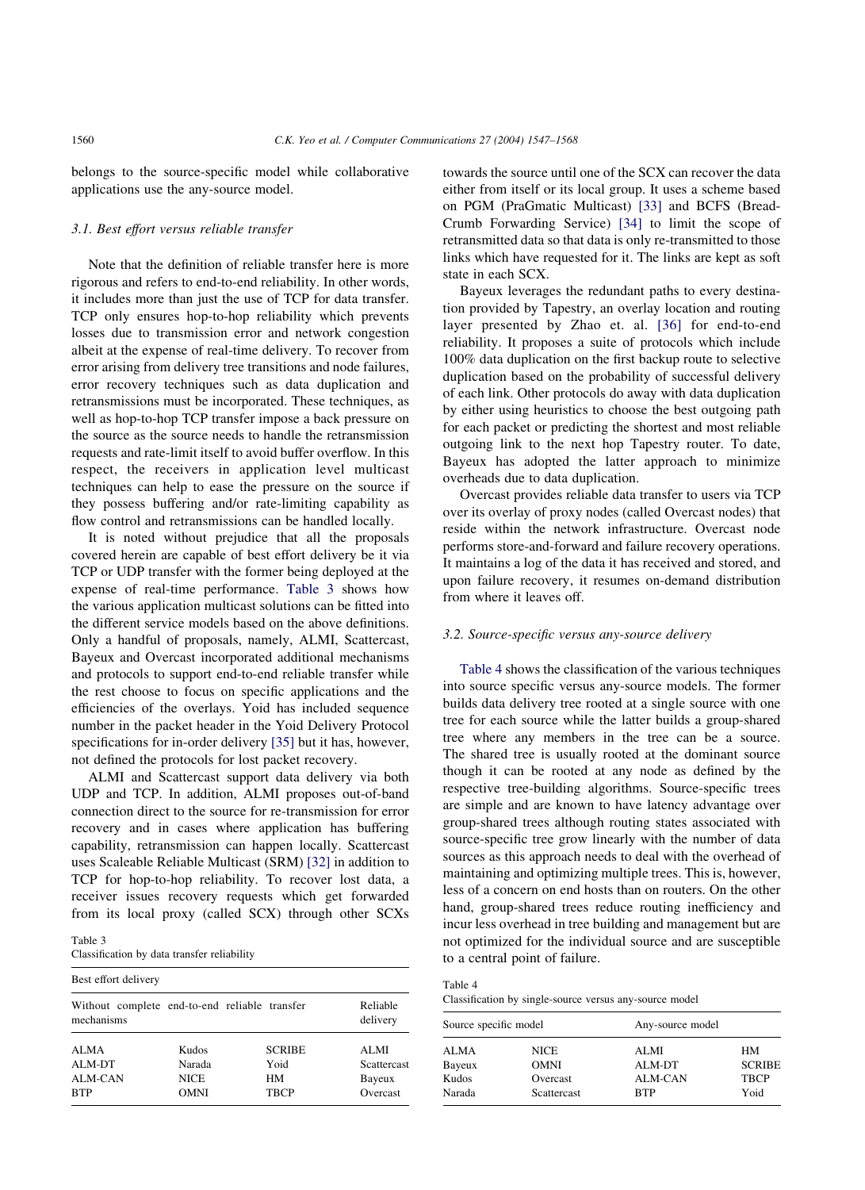belongs to the source-specific model while collaborative applications use the any-source model.

### 3.1. Best effort versus reliable transfer

Note that the definition of reliable transfer here is more rigorous and refers to end-to-end reliability. In other words, it includes more than just the use of TCP for data transfer. TCP only ensures hop-to-hop reliability which prevents losses due to transmission error and network congestion albeit at the expense of real-time delivery. To recover from error arising from delivery tree transitions and node failures, error recovery techniques such as data duplication and retransmissions must be incorporated. These techniques, as well as hop-to-hop TCP transfer impose a back pressure on the source as the source needs to handle the retransmission requests and rate-limit itself to avoid buffer overflow. In this respect, the receivers in application level multicast techniques can help to ease the pressure on the source if they possess buffering and/or rate-limiting capability as flow control and retransmissions can be handled locally.

It is noted without prejudice that all the proposals covered herein are capable of best effort delivery be it via TCP or UDP transfer with the former being deployed at the expense of real-time performance. Table 3 shows how the various application multicast solutions can be fitted into the different service models based on the above definitions. Only a handful of proposals, namely, ALMI, Scattercast, Bayeux and Overcast incorporated additional mechanisms and protocols to support end-to-end reliable transfer while the rest choose to focus on specific applications and the efficiencies of the overlays. Yoid has included sequence number in the packet header in the Yoid Delivery Protocol specifications for in-order delivery [35] but it has, however, not defined the protocols for lost packet recovery.

ALMI and Scattercast support data delivery via both UDP and TCP. In addition, ALMI proposes out-of-band connection direct to the source for re-transmission for error recovery and in cases where application has buffering capability, retransmission can happen locally. Scattercast uses Scaleable Reliable Multicast (SRM) [32] in addition to TCP for hop-to-hop reliability. To recover lost data, a receiver issues recovery requests which get forwarded from its local proxy (called SCX) through other SCXs towards the source until one of the SCX can recover the data either from itself or its local group. It uses a scheme based on PGM (PraGmatic Multicast) [33] and BCFS (Bread-Crumb Forwarding Service) [34] to limit the scope of retransmitted data so that data is only re-transmitted to those links which have requested for it. The links are kept as soft state in each SCX.

Table 3
Classification by data transfer reliability

| Best effort delivery | | | |
|---|---|---|---|
| Without complete end-to-end reliable transfer mechanisms | | | Reliable delivery |
| ALMA | Kudos | SCRIBE | ALMI |
| ALM-DT | Narada | Yoid | Scattercast |
| ALM-CAN | NICE | HM | Bayeux |
| BTP | OMNI | TBCP | Overcast |

Bayeux leverages the redundant paths to every destination provided by Tapestry, an overlay location and routing layer presented by Zhao et. al. [36] for end-to-end reliability. It proposes a suite of protocols which include 100% data duplication on the first backup route to selective duplication based on the probability of successful delivery of each link. Other protocols do away with data duplication by either using heuristics to choose the best outgoing path for each packet or predicting the shortest and most reliable outgoing link to the next hop Tapestry router. To date, Bayeux has adopted the latter approach to minimize overheads due to data duplication.

Overcast provides reliable data transfer to users via TCP over its overlay of proxy nodes (called Overcast nodes) that reside within the network infrastructure. Overcast node performs store-and-forward and failure recovery operations. It maintains a log of the data it has received and stored, and upon failure recovery, it resumes on-demand distribution from where it leaves off.

### 3.2. Source-specific versus any-source delivery

Table 4 shows the classification of the various techniques into source specific versus any-source models. The former builds data delivery tree rooted at a single source with one tree for each source while the latter builds a group-shared tree where any members in the tree can be a source. The shared tree is usually rooted at the dominant source though it can be rooted at any node as defined by the respective tree-building algorithms. Source-specific trees are simple and are known to have latency advantage over group-shared trees although routing states associated with source-specific tree grow linearly with the number of data sources as this approach needs to deal with the overhead of maintaining and optimizing multiple trees. This is, however, less of a concern on end hosts than on routers. On the other hand, group-shared trees reduce routing inefficiency and incur less overhead in tree building and management but are not optimized for the individual source and are susceptible to a central point of failure.

Table 4
Classification by single-source versus any-source model

| Source specific model | | Any-source model | |
|---|---|---|---|
| ALMA | NICE | ALMI | HM |
| Bayeux | OMNI | ALM-DT | SCRIBE |
| Kudos | Overcast | ALM-CAN | TBCP |
| Narada | Scattercast | BTP | Yoid |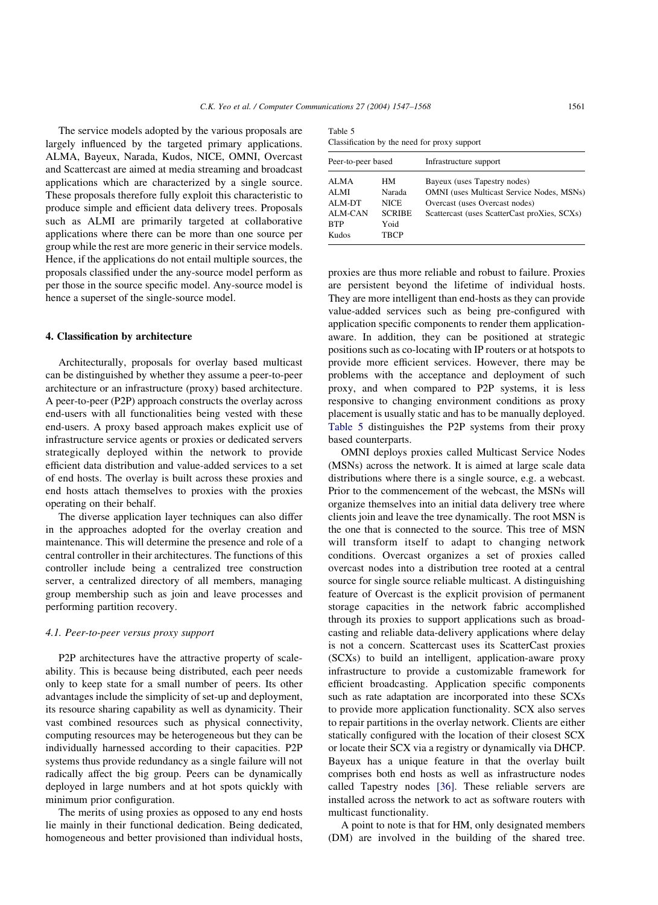The service models adopted by the various proposals are largely influenced by the targeted primary applications. ALMA, Bayeux, Narada, Kudos, NICE, OMNI, Overcast and Scattercast are aimed at media streaming and broadcast applications which are characterized by a single source. These proposals therefore fully exploit this characteristic to produce simple and efficient data delivery trees. Proposals such as ALMI are primarily targeted at collaborative applications where there can be more than one source per group while the rest are more generic in their service models. Hence, if the applications do not entail multiple sources, the proposals classified under the any-source model perform as per those in the source specific model. Any-source model is hence a superset of the single-source model.

## 4. Classification by architecture

Architecturally, proposals for overlay based multicast can be distinguished by whether they assume a peer-to-peer architecture or an infrastructure (proxy) based architecture. A peer-to-peer (P2P) approach constructs the overlay across end-users with all functionalities being vested with these end-users. A proxy based approach makes explicit use of infrastructure service agents or proxies or dedicated servers strategically deployed within the network to provide efficient data distribution and value-added services to a set of end hosts. The overlay is built across these proxies and end hosts attach themselves to proxies with the proxies operating on their behalf.

The diverse application layer techniques can also differ in the approaches adopted for the overlay creation and maintenance. This will determine the presence and role of a central controller in their architectures. The functions of this controller include being a centralized tree construction server, a centralized directory of all members, managing group membership such as join and leave processes and performing partition recovery.

### *4.1. Peer-to-peer versus proxy support*

P2P architectures have the attractive property of scalability. This is because being distributed, each peer needs only to keep state for a small number of peers. Its other advantages include the simplicity of set-up and deployment, its resource sharing capability as well as dynamicity. Their vast combined resources such as physical connectivity, computing resources may be heterogeneous but they can be individually harnessed according to their capacities. P2P systems thus provide redundancy as a single failure will not radically affect the big group. Peers can be dynamically deployed in large numbers and at hot spots quickly with minimum prior configuration.

The merits of using proxies as opposed to any end hosts lie mainly in their functional dedication. Being dedicated, homogeneous and better provisioned than individual hosts, proxies are thus more reliable and robust to failure. Proxies are persistent beyond the lifetime of individual hosts. They are more intelligent than end-hosts as they can provide value-added services such as being pre-configured with application specific components to render them application-aware. In addition, they can be positioned at strategic positions such as co-locating with IP routers or at hotspots to provide more efficient services. However, there may be problems with the acceptance and deployment of such proxy, and when compared to P2P systems, it is less responsive to changing environment conditions as proxy placement is usually static and has to be manually deployed. Table 5 distinguishes the P2P systems from their proxy based counterparts.

Table 5
Classification by the need for proxy support

| Peer-to-peer based | | Infrastructure support |
|---|---|---|
| ALMA | HM | Bayeux (uses Tapestry nodes) |
| ALMI | Narada | OMNI (uses Multicast Service Nodes, MSNs) |
| ALM-DT | NICE | Overcast (uses Overcast nodes) |
| ALM-CAN | SCRIBE | Scattercast (uses ScatterCast proXies, SCXs) |
| BTP | Yoid | |
| Kudos | TBCP | |

OMNI deploys proxies called Multicast Service Nodes (MSNs) across the network. It is aimed at large scale data distributions where there is a single source, e.g. a webcast. Prior to the commencement of the webcast, the MSNs will organize themselves into an initial data delivery tree where clients join and leave the tree dynamically. The root MSN is the one that is connected to the source. This tree of MSN will transform itself to adapt to changing network conditions. Overcast organizes a set of proxies called overcast nodes into a distribution tree rooted at a central source for single source reliable multicast. A distinguishing feature of Overcast is the explicit provision of permanent storage capacities in the network fabric accomplished through its proxies to support applications such as broadcasting and reliable data-delivery applications where delay is not a concern. Scattercast uses its ScatterCast proxies (SCXs) to build an intelligent, application-aware proxy infrastructure to provide a customizable framework for efficient broadcasting. Application specific components such as rate adaptation are incorporated into these SCXs to provide more application functionality. SCX also serves to repair partitions in the overlay network. Clients are either statically configured with the location of their closest SCX or locate their SCX via a registry or dynamically via DHCP. Bayeux has a unique feature in that the overlay built comprises both end hosts as well as infrastructure nodes called Tapestry nodes [36]. These reliable servers are installed across the network to act as software routers with multicast functionality.

A point to note is that for HM, only designated members (DM) are involved in the building of the shared tree.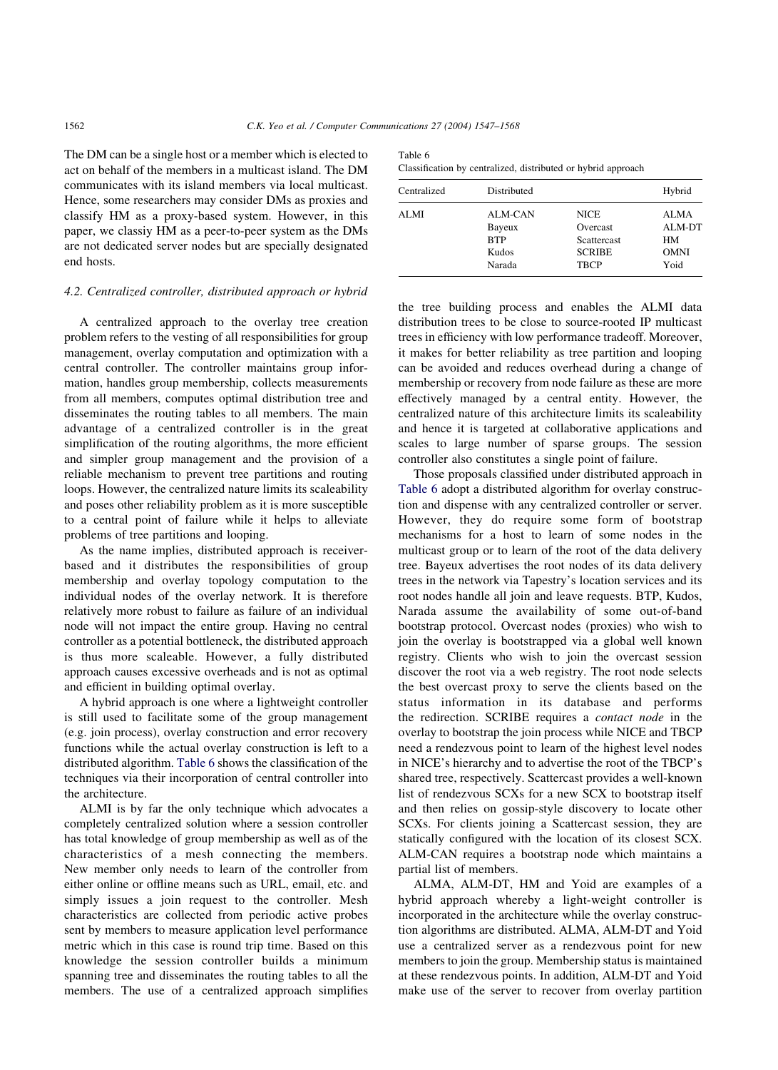The DM can be a single host or a member which is elected to act on behalf of the members in a multicast island. The DM communicates with its island members via local multicast. Hence, some researchers may consider DMs as proxies and classify HM as a proxy-based system. However, in this paper, we classiy HM as a peer-to-peer system as the DMs are not dedicated server nodes but are specially designated end hosts.

### 4.2. Centralized controller, distributed approach or hybrid

A centralized approach to the overlay tree creation problem refers to the vesting of all responsibilities for group management, overlay computation and optimization with a central controller. The controller maintains group information, handles group membership, collects measurements from all members, computes optimal distribution tree and disseminates the routing tables to all members. The main advantage of a centralized controller is in the great simplification of the routing algorithms, the more efficient and simpler group management and the provision of a reliable mechanism to prevent tree partitions and routing loops. However, the centralized nature limits its scaleability and poses other reliability problem as it is more susceptible to a central point of failure while it helps to alleviate problems of tree partitions and looping.

As the name implies, distributed approach is receiver-based and it distributes the responsibilities of group membership and overlay topology computation to the individual nodes of the overlay network. It is therefore relatively more robust to failure as failure of an individual node will not impact the entire group. Having no central controller as a potential bottleneck, the distributed approach is thus more scaleable. However, a fully distributed approach causes excessive overheads and is not as optimal and efficient in building optimal overlay.

A hybrid approach is one where a lightweight controller is still used to facilitate some of the group management (e.g. join process), overlay construction and error recovery functions while the actual overlay construction is left to a distributed algorithm. Table 6 shows the classification of the techniques via their incorporation of central controller into the architecture.

Table 6
Classification by centralized, distributed or hybrid approach

| Centralized | Distributed | | Hybrid |
|---|---|---|---|
| ALMI | ALM-CAN | NICE | ALMA |
| | Bayeux | Overcast | ALM-DT |
| | BTP | Scattercast | HM |
| | Kudos | SCRIBE | OMNI |
| | Narada | TBCP | Yoid |

ALMI is by far the only technique which advocates a completely centralized solution where a session controller has total knowledge of group membership as well as of the characteristics of a mesh connecting the members. New member only needs to learn of the controller from either online or offline means such as URL, email, etc. and simply issues a join request to the controller. Mesh characteristics are collected from periodic active probes sent by members to measure application level performance metric which in this case is round trip time. Based on this knowledge the session controller builds a minimum spanning tree and disseminates the routing tables to all the members. The use of a centralized approach simplifies the tree building process and enables the ALMI data distribution trees to be close to source-rooted IP multicast trees in efficiency with low performance tradeoff. Moreover, it makes for better reliability as tree partition and looping can be avoided and reduces overhead during a change of membership or recovery from node failure as these are more effectively managed by a central entity. However, the centralized nature of this architecture limits its scaleability and hence it is targeted at collaborative applications and scales to large number of sparse groups. The session controller also constitutes a single point of failure.

Those proposals classified under distributed approach in Table 6 adopt a distributed algorithm for overlay construction and dispense with any centralized controller or server. However, they do require some form of bootstrap mechanisms for a host to learn of some nodes in the multicast group or to learn of the root of the data delivery tree. Bayeux advertises the root nodes of its data delivery trees in the network via Tapestry's location services and its root nodes handle all join and leave requests. BTP, Kudos, Narada assume the availability of some out-of-band bootstrap protocol. Overcast nodes (proxies) who wish to join the overlay is bootstrapped via a global well known registry. Clients who wish to join the overcast session discover the root via a web registry. The root node selects the best overcast proxy to serve the clients based on the status information in its database and performs the redirection. SCRIBE requires a *contact node* in the overlay to bootstrap the join process while NICE and TBCP need a rendezvous point to learn of the highest level nodes in NICE's hierarchy and to advertise the root of the TBCP's shared tree, respectively. Scattercast provides a well-known list of rendezvous SCXs for a new SCX to bootstrap itself and then relies on gossip-style discovery to locate other SCXs. For clients joining a Scattercast session, they are statically configured with the location of its closest SCX. ALM-CAN requires a bootstrap node which maintains a partial list of members.

ALMA, ALM-DT, HM and Yoid are examples of a hybrid approach whereby a light-weight controller is incorporated in the architecture while the overlay construction algorithms are distributed. ALMA, ALM-DT and Yoid use a centralized server as a rendezvous point for new members to join the group. Membership status is maintained at these rendezvous points. In addition, ALM-DT and Yoid make use of the server to recover from overlay partition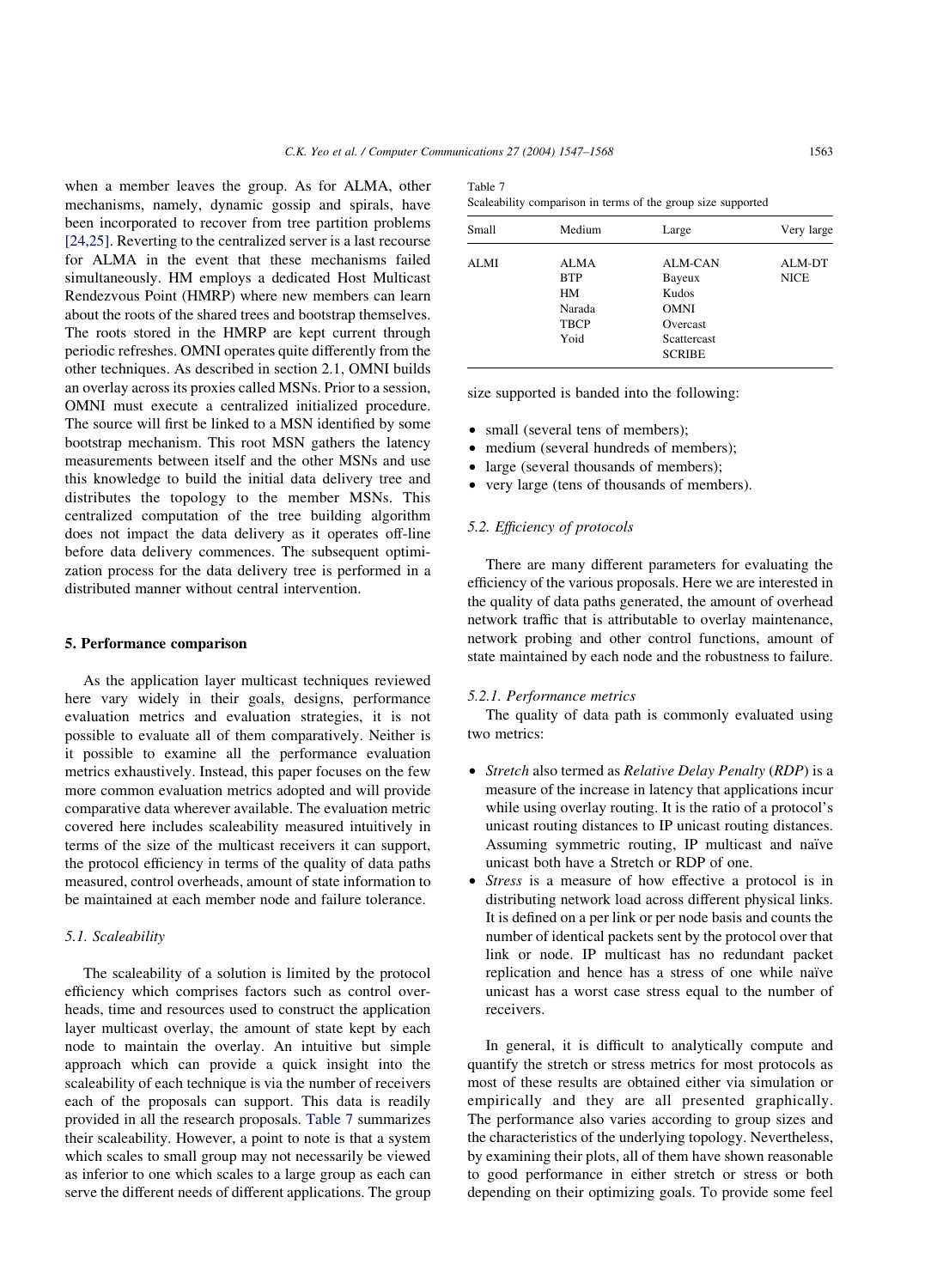when a member leaves the group. As for ALMA, other mechanisms, namely, dynamic gossip and spirals, have been incorporated to recover from tree partition problems [24,25]. Reverting to the centralized server is a last recourse for ALMA in the event that these mechanisms failed simultaneously. HM employs a dedicated Host Multicast Rendezvous Point (HMRP) where new members can learn about the roots of the shared trees and bootstrap themselves. The roots stored in the HMRP are kept current through periodic refreshes. OMNI operates quite differently from the other techniques. As described in section 2.1, OMNI builds an overlay across its proxies called MSNs. Prior to a session, OMNI must execute a centralized initialized procedure. The source will first be linked to a MSN identified by some bootstrap mechanism. This root MSN gathers the latency measurements between itself and the other MSNs and use this knowledge to build the initial data delivery tree and distributes the topology to the member MSNs. This centralized computation of the tree building algorithm does not impact the data delivery as it operates off-line before data delivery commences. The subsequent optimization process for the data delivery tree is performed in a distributed manner without central intervention.

## 5. Performance comparison

As the application layer multicast techniques reviewed here vary widely in their goals, designs, performance evaluation metrics and evaluation strategies, it is not possible to evaluate all of them comparatively. Neither is it possible to examine all the performance evaluation metrics exhaustively. Instead, this paper focuses on the few more common evaluation metrics adopted and will provide comparative data wherever available. The evaluation metric covered here includes scaleability measured intuitively in terms of the size of the multicast receivers it can support, the protocol efficiency in terms of the quality of data paths measured, control overheads, amount of state information to be maintained at each member node and failure tolerance.

### 5.1. Scaleability

The scaleability of a solution is limited by the protocol efficiency which comprises factors such as control overheads, time and resources used to construct the application layer multicast overlay, the amount of state kept by each node to maintain the overlay. An intuitive but simple approach which can provide a quick insight into the scaleability of each technique is via the number of receivers each of the proposals can support. This data is readily provided in all the research proposals. Table 7 summarizes their scaleability. However, a point to note is that a system which scales to small group may not necessarily be viewed as inferior to one which scales to a large group as each can serve the different needs of different applications. The group size supported is banded into the following:

Table 7
Scaleability comparison in terms of the group size supported

| Small | Medium | Large | Very large |
|---|---|---|---|
| ALMI | ALMA | ALM-CAN | ALM-DT |
| | BTP | Bayeux | NICE |
| | HM | Kudos | |
| | Narada | OMNI | |
| | TBCP | Overcast | |
| | Yoid | Scattercast | |
| | | SCRIBE | |

- small (several tens of members);
- medium (several hundreds of members);
- large (several thousands of members);
- very large (tens of thousands of members).

### 5.2. Efficiency of protocols

There are many different parameters for evaluating the efficiency of the various proposals. Here we are interested in the quality of data paths generated, the amount of overhead network traffic that is attributable to overlay maintenance, network probing and other control functions, amount of state maintained by each node and the robustness to failure.

#### 5.2.1. Performance metrics

The quality of data path is commonly evaluated using two metrics:

- *Stretch* also termed as *Relative Delay Penalty* (*RDP*) is a measure of the increase in latency that applications incur while using overlay routing. It is the ratio of a protocol's unicast routing distances to IP unicast routing distances. Assuming symmetric routing, IP multicast and naïve unicast both have a Stretch or RDP of one.
- *Stress* is a measure of how effective a protocol is in distributing network load across different physical links. It is defined on a per link or per node basis and counts the number of identical packets sent by the protocol over that link or node. IP multicast has no redundant packet replication and hence has a stress of one while naïve unicast has a worst case stress equal to the number of receivers.

In general, it is difficult to analytically compute and quantify the stretch or stress metrics for most protocols as most of these results are obtained either via simulation or empirically and they are all presented graphically. The performance also varies according to group sizes and the characteristics of the underlying topology. Nevertheless, by examining their plots, all of them have shown reasonable to good performance in either stretch or stress or both depending on their optimizing goals. To provide some feel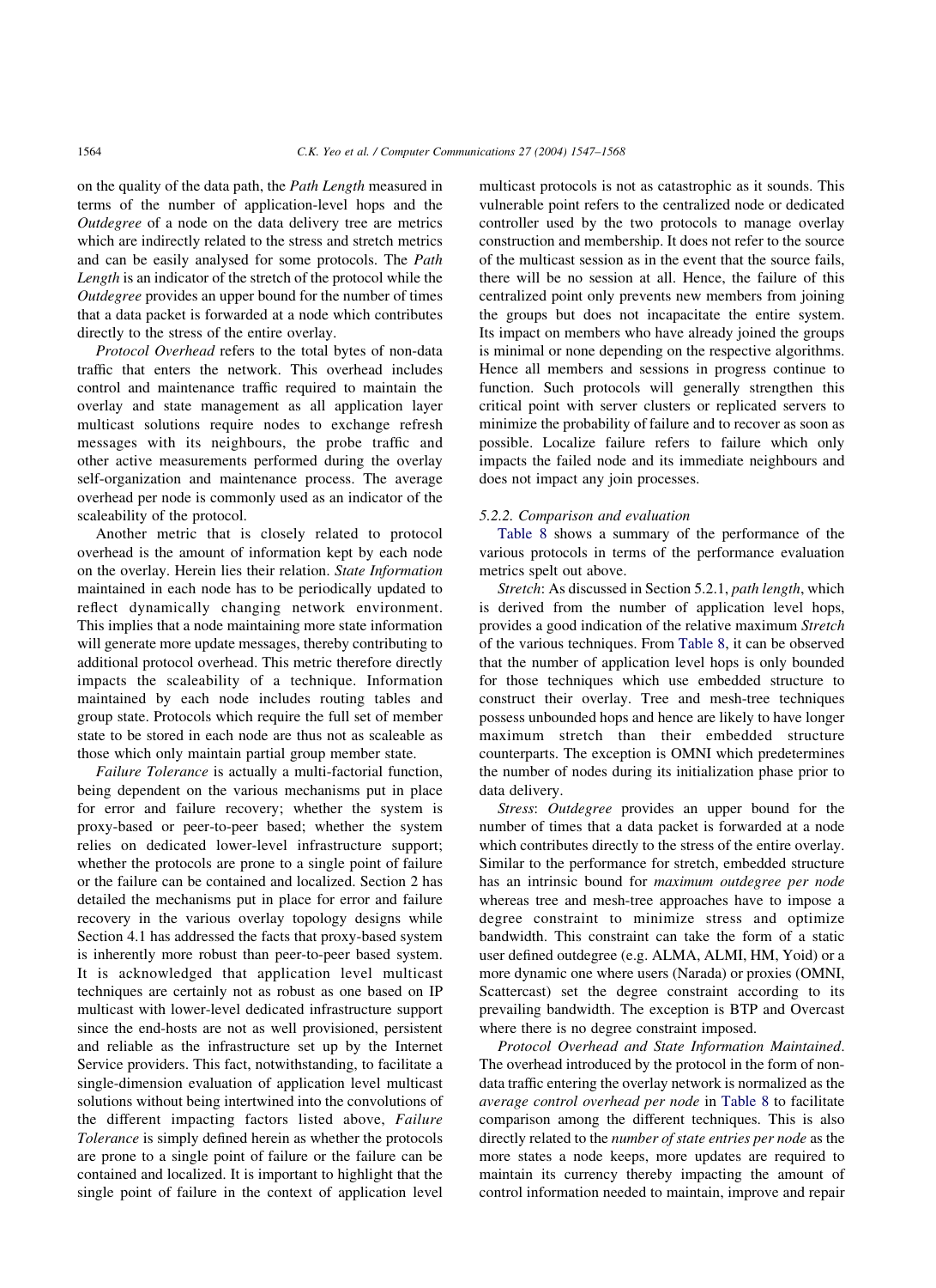on the quality of the data path, the *Path Length* measured in terms of the number of application-level hops and the *Outdegree* of a node on the data delivery tree are metrics which are indirectly related to the stress and stretch metrics and can be easily analysed for some protocols. The *Path Length* is an indicator of the stretch of the protocol while the *Outdegree* provides an upper bound for the number of times that a data packet is forwarded at a node which contributes directly to the stress of the entire overlay.

*Protocol Overhead* refers to the total bytes of non-data traffic that enters the network. This overhead includes control and maintenance traffic required to maintain the overlay and state management as all application layer multicast solutions require nodes to exchange refresh messages with its neighbours, the probe traffic and other active measurements performed during the overlay self-organization and maintenance process. The average overhead per node is commonly used as an indicator of the scaleability of the protocol.

Another metric that is closely related to protocol overhead is the amount of information kept by each node on the overlay. Herein lies their relation. *State Information* maintained in each node has to be periodically updated to reflect dynamically changing network environment. This implies that a node maintaining more state information will generate more update messages, thereby contributing to additional protocol overhead. This metric therefore directly impacts the scaleability of a technique. Information maintained by each node includes routing tables and group state. Protocols which require the full set of member state to be stored in each node are thus not as scaleable as those which only maintain partial group member state.

*Failure Tolerance* is actually a multi-factorial function, being dependent on the various mechanisms put in place for error and failure recovery; whether the system is proxy-based or peer-to-peer based; whether the system relies on dedicated lower-level infrastructure support; whether the protocols are prone to a single point of failure or the failure can be contained and localized. Section 2 has detailed the mechanisms put in place for error and failure recovery in the various overlay topology designs while Section 4.1 has addressed the facts that proxy-based system is inherently more robust than peer-to-peer based system. It is acknowledged that application level multicast techniques are certainly not as robust as one based on IP multicast with lower-level dedicated infrastructure support since the end-hosts are not as well provisioned, persistent and reliable as the infrastructure set up by the Internet Service providers. This fact, notwithstanding, to facilitate a single-dimension evaluation of application level multicast solutions without being intertwined into the convolutions of the different impacting factors listed above, *Failure Tolerance* is simply defined herein as whether the protocols are prone to a single point of failure or the failure can be contained and localized. It is important to highlight that the single point of failure in the context of application level multicast protocols is not as catastrophic as it sounds. This vulnerable point refers to the centralized node or dedicated controller used by the two protocols to manage overlay construction and membership. It does not refer to the source of the multicast session as in the event that the source fails, there will be no session at all. Hence, the failure of this centralized point only prevents new members from joining the groups but does not incapacitate the entire system. Its impact on members who have already joined the groups is minimal or none depending on the respective algorithms. Hence all members and sessions in progress continue to function. Such protocols will generally strengthen this critical point with server clusters or replicated servers to minimize the probability of failure and to recover as soon as possible. Localize failure refers to failure which only impacts the failed node and its immediate neighbours and does not impact any join processes.

#### 5.2.2. Comparison and evaluation

Table 8 shows a summary of the performance of the various protocols in terms of the performance evaluation metrics spelt out above.

*Stretch*: As discussed in Section 5.2.1, *path length*, which is derived from the number of application level hops, provides a good indication of the relative maximum *Stretch* of the various techniques. From Table 8, it can be observed that the number of application level hops is only bounded for those techniques which use embedded structure to construct their overlay. Tree and mesh-tree techniques possess unbounded hops and hence are likely to have longer maximum stretch than their embedded structure counterparts. The exception is OMNI which predetermines the number of nodes during its initialization phase prior to data delivery.

*Stress*: *Outdegree* provides an upper bound for the number of times that a data packet is forwarded at a node which contributes directly to the stress of the entire overlay. Similar to the performance for stretch, embedded structure has an intrinsic bound for *maximum outdegree per node* whereas tree and mesh-tree approaches have to impose a degree constraint to minimize stress and optimize bandwidth. This constraint can take the form of a static user defined outdegree (e.g. ALMA, ALMI, HM, Yoid) or a more dynamic one where users (Narada) or proxies (OMNI, Scattercast) set the degree constraint according to its prevailing bandwidth. The exception is BTP and Overcast where there is no degree constraint imposed.

*Protocol Overhead and State Information Maintained*. The overhead introduced by the protocol in the form of non-data traffic entering the overlay network is normalized as the *average control overhead per node* in Table 8 to facilitate comparison among the different techniques. This is also directly related to the *number of state entries per node* as the more states a node keeps, more updates are required to maintain its currency thereby impacting the amount of control information needed to maintain, improve and repair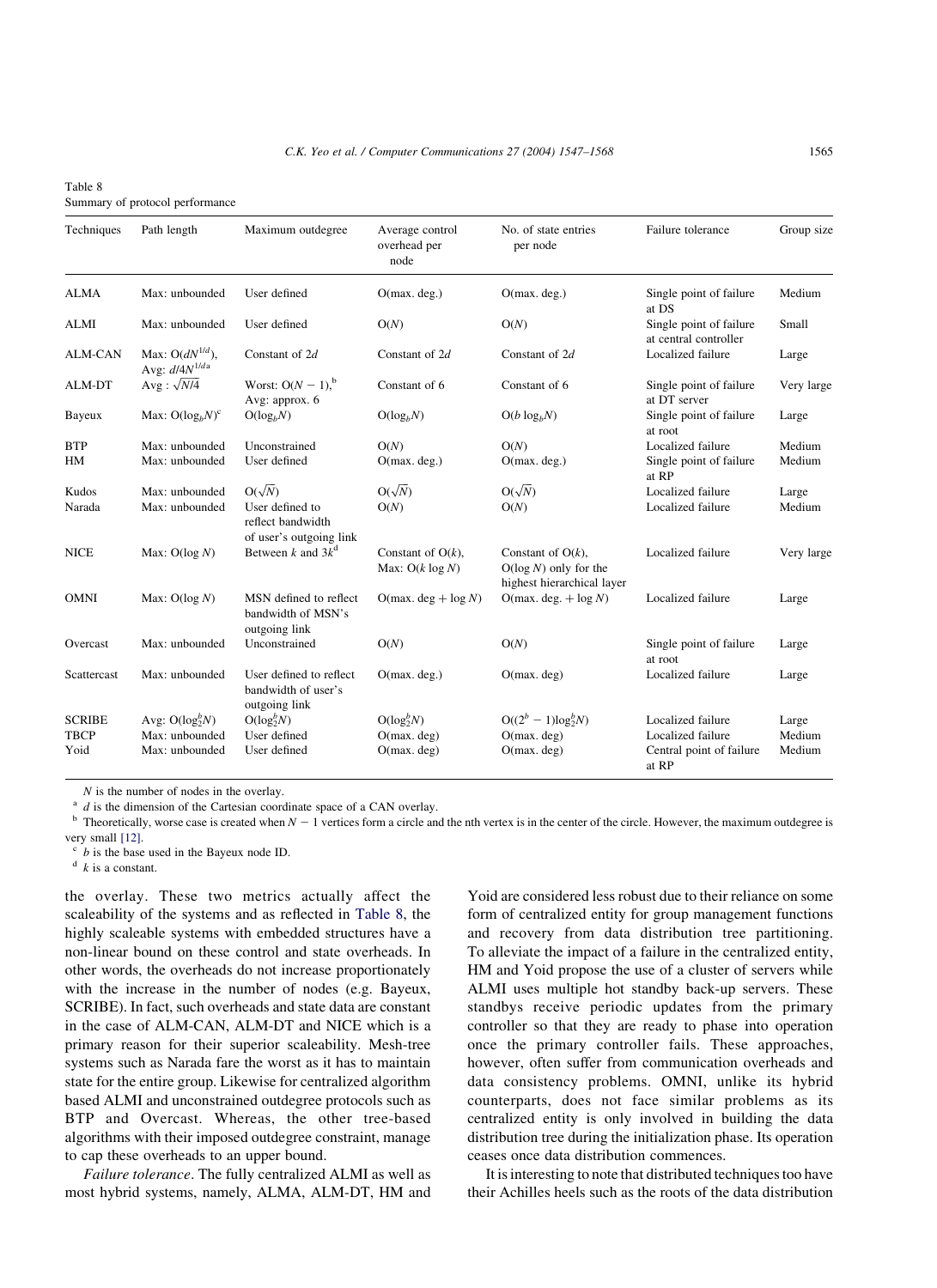Table 8
Summary of protocol performance

| Techniques | Path length | Maximum outdegree | Average control overhead per node | No. of state entries per node | Failure tolerance | Group size |
|---|---|---|---|---|---|---|
| ALMA | Max: unbounded | User defined | O(max. deg.) | O(max. deg.) | Single point of failure at DS | Medium |
| ALMI | Max: unbounded | User defined | $O(N)$ | $O(N)$ | Single point of failure at central controller | Small |
| ALM-CAN | Max: $O(dN^{1/d})$, Avg: $d/4N^{1/d}$ [a] | Constant of $2d$ | Constant of $2d$ | Constant of $2d$ | Localized failure | Large |
| ALM-DT | Avg : $\sqrt{N/4}$ | Worst: $O(N-1)$,[b] Avg: approx. 6 | Constant of 6 | Constant of 6 | Single point of failure at DT server | Very large |
| Bayeux | Max: $O(\log_b N)$[c] | $O(\log_b N)$ | $O(\log_b N)$ | $O(b \log_b N)$ | Single point of failure at root | Large |
| BTP | Max: unbounded | Unconstrained | $O(N)$ | $O(N)$ | Localized failure | Medium |
| HM | Max: unbounded | User defined | O(max. deg.) | O(max. deg.) | Single point of failure at RP | Medium |
| Kudos | Max: unbounded | $O(\sqrt{N})$ | $O(\sqrt{N})$ | $O(\sqrt{N})$ | Localized failure | Large |
| Narada | Max: unbounded | User defined to reflect bandwidth of user's outgoing link | $O(N)$ | $O(N)$ | Localized failure | Medium |
| NICE | Max: $O(\log N)$ | Between $k$ and $3k$[d] | Constant of $O(k)$, Max: $O(k \log N)$ | Constant of $O(k)$, $O(\log N)$ only for the highest hierarchical layer | Localized failure | Very large |
| OMNI | Max: $O(\log N)$ | MSN defined to reflect bandwidth of MSN's outgoing link | $O(\text{max. deg} + \log N)$ | $O(\text{max. deg.} + \log N)$ | Localized failure | Large |
| Overcast | Max: unbounded | Unconstrained | $O(N)$ | $O(N)$ | Single point of failure at root | Large |
| Scattercast | Max: unbounded | User defined to reflect bandwidth of user's outgoing link | O(max. deg.) | O(max. deg) | Localized failure | Large |
| SCRIBE | Avg: $O(\log_2^b N)$ | $O(\log_2^b N)$ | $O(\log_2^b N)$ | $O((2^b-1)\log_2^b N)$ | Localized failure | Large |
| TBCP | Max: unbounded | User defined | O(max. deg) | O(max. deg) | Localized failure | Medium |
| Yoid | Max: unbounded | User defined | O(max. deg) | O(max. deg) | Central point of failure at RP | Medium |

$N$ is the number of nodes in the overlay.

[a] $d$ is the dimension of the Cartesian coordinate space of a CAN overlay.

[b] Theoretically, worse case is created when $N-1$ vertices form a circle and the nth vertex is in the center of the circle. However, the maximum outdegree is very small [12].

[c] $b$ is the base used in the Bayeux node ID.

[d] $k$ is a constant.

the overlay. These two metrics actually affect the scaleability of the systems and as reflected in Table 8, the highly scaleable systems with embedded structures have a non-linear bound on these control and state overheads. In other words, the overheads do not increase proportionately with the increase in the number of nodes (e.g. Bayeux, SCRIBE). In fact, such overheads and state data are constant in the case of ALM-CAN, ALM-DT and NICE which is a primary reason for their superior scaleability. Mesh-tree systems such as Narada fare the worst as it has to maintain state for the entire group. Likewise for centralized algorithm based ALMI and unconstrained outdegree protocols such as BTP and Overcast. Whereas, the other tree-based algorithms with their imposed outdegree constraint, manage to cap these overheads to an upper bound.

*Failure tolerance*. The fully centralized ALMI as well as most hybrid systems, namely, ALMA, ALM-DT, HM and Yoid are considered less robust due to their reliance on some form of centralized entity for group management functions and recovery from data distribution tree partitioning. To alleviate the impact of a failure in the centralized entity, HM and Yoid propose the use of a cluster of servers while ALMI uses multiple hot standby back-up servers. These standbys receive periodic updates from the primary controller so that they are ready to phase into operation once the primary controller fails. These approaches, however, often suffer from communication overheads and data consistency problems. OMNI, unlike its hybrid counterparts, does not face similar problems as its centralized entity is only involved in building the data distribution tree during the initialization phase. Its operation ceases once data distribution commences.

It is interesting to note that distributed techniques too have their Achilles heels such as the roots of the data distribution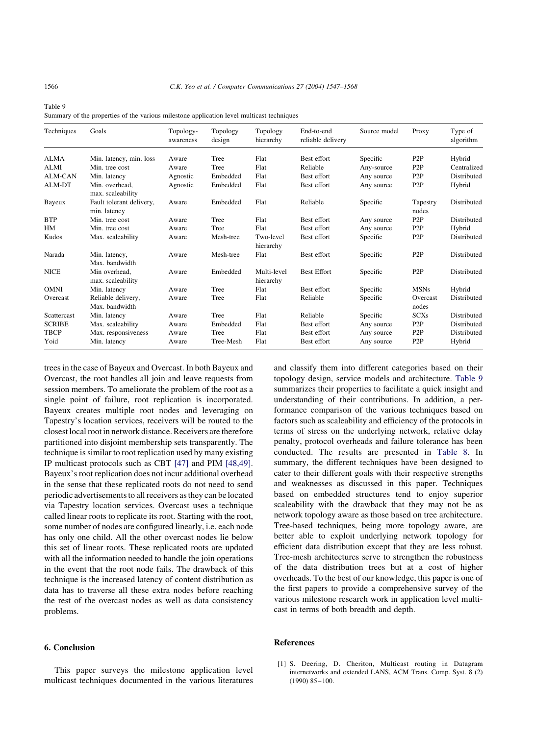Table 9
Summary of the properties of the various milestone application level multicast techniques

| Techniques | Goals | Topology-awareness | Topology design | Topology hierarchy | End-to-end reliable delivery | Source model | Proxy | Type of algorithm |
|---|---|---|---|---|---|---|---|---|
| ALMA | Min. latency, min. loss | Aware | Tree | Flat | Best effort | Specific | P2P | Hybrid |
| ALMI | Min. tree cost | Aware | Tree | Flat | Reliable | Any-source | P2P | Centralized |
| ALM-CAN | Min. latency | Agnostic | Embedded | Flat | Best effort | Any source | P2P | Distributed |
| ALM-DT | Min. overhead, max. scaleability | Agnostic | Embedded | Flat | Best effort | Any source | P2P | Hybrid |
| Bayeux | Fault tolerant delivery, min. latency | Aware | Embedded | Flat | Reliable | Specific | Tapestry nodes | Distributed |
| BTP | Min. tree cost | Aware | Tree | Flat | Best effort | Any source | P2P | Distributed |
| HM | Min. tree cost | Aware | Tree | Flat | Best effort | Any source | P2P | Hybrid |
| Kudos | Max. scaleability | Aware | Mesh-tree | Two-level hierarchy | Best effort | Specific | P2P | Distributed |
| Narada | Min. latency, Max. bandwidth | Aware | Mesh-tree | Flat | Best effort | Specific | P2P | Distributed |
| NICE | Min overhead, max. scaleability | Aware | Embedded | Multi-level hierarchy | Best Effort | Specific | P2P | Distributed |
| OMNI | Min. latency | Aware | Tree | Flat | Best effort | Specific | MSNs | Hybrid |
| Overcast | Reliable delivery, Max. bandwidth | Aware | Tree | Flat | Reliable | Specific | Overcast nodes | Distributed |
| Scattercast | Min. latency | Aware | Tree | Flat | Reliable | Specific | SCXs | Distributed |
| SCRIBE | Max. scaleability | Aware | Embedded | Flat | Best effort | Any source | P2P | Distributed |
| TBCP | Max. responsiveness | Aware | Tree | Flat | Best effort | Any source | P2P | Distributed |
| Yoid | Min. latency | Aware | Tree-Mesh | Flat | Best effort | Any source | P2P | Hybrid |

trees in the case of Bayeux and Overcast. In both Bayeux and Overcast, the root handles all join and leave requests from session members. To ameliorate the problem of the root as a single point of failure, root replication is incorporated. Bayeux creates multiple root nodes and leveraging on Tapestry's location services, receivers will be routed to the closest local root in network distance. Receivers are therefore partitioned into disjoint membership sets transparently. The technique is similar to root replication used by many existing IP multicast protocols such as CBT [47] and PIM [48,49]. Bayeux's root replication does not incur additional overhead in the sense that these replicated roots do not need to send periodic advertisements to all receivers as they can be located via Tapestry location services. Overcast uses a technique called linear roots to replicate its root. Starting with the root, some number of nodes are configured linearly, i.e. each node has only one child. All the other overcast nodes lie below this set of linear roots. These replicated roots are updated with all the information needed to handle the join operations in the event that the root node fails. The drawback of this technique is the increased latency of content distribution as data has to traverse all these extra nodes before reaching the rest of the overcast nodes as well as data consistency problems.

## 6. Conclusion

This paper surveys the milestone application level multicast techniques documented in the various literatures and classify them into different categories based on their topology design, service models and architecture. Table 9 summarizes their properties to facilitate a quick insight and understanding of their contributions. In addition, a performance comparison of the various techniques based on factors such as scaleability and efficiency of the protocols in terms of stress on the underlying network, relative delay penalty, protocol overheads and failure tolerance has been conducted. The results are presented in Table 8. In summary, the different techniques have been designed to cater to their different goals with their respective strengths and weaknesses as discussed in this paper. Techniques based on embedded structures tend to enjoy superior scaleability with the drawback that they may not be as network topology aware as those based on tree architecture. Tree-based techniques, being more topology aware, are better able to exploit underlying network topology for efficient data distribution except that they are less robust. Tree-mesh architectures serve to strengthen the robustness of the data distribution trees but at a cost of higher overheads. To the best of our knowledge, this paper is one of the first papers to provide a comprehensive survey of the various milestone research work in application level multicast in terms of both breadth and depth.

## References

[1] S. Deering, D. Cheriton, Multicast routing in Datagram internetworks and extended LANS, ACM Trans. Comp. Syst. 8 (2) (1990) 85–100.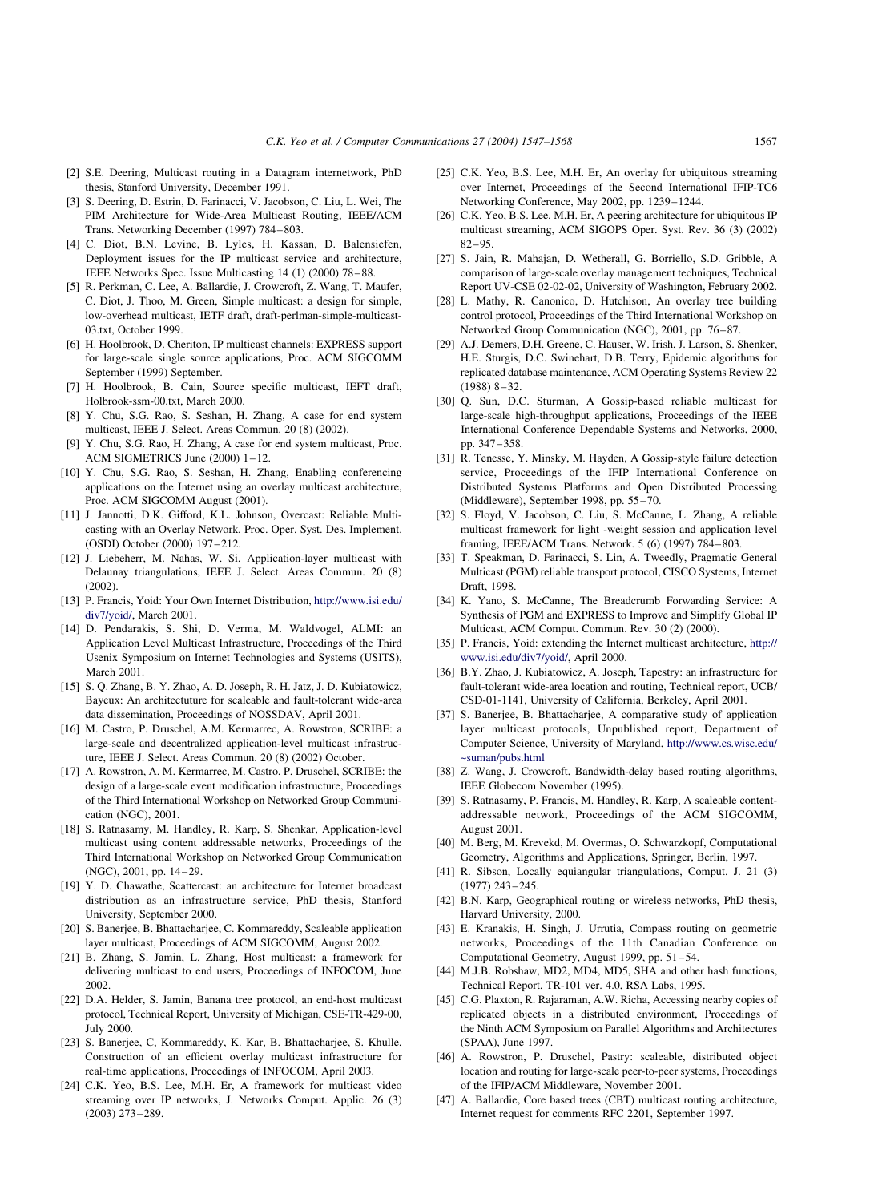[2] S.E. Deering, Multicast routing in a Datagram internetwork, PhD thesis, Stanford University, December 1991.

[3] S. Deering, D. Estrin, D. Farinacci, V. Jacobson, C. Liu, L. Wei, The PIM Architecture for Wide-Area Multicast Routing, IEEE/ACM Trans. Networking December (1997) 784–803.

[4] C. Diot, B.N. Levine, B. Lyles, H. Kassan, D. Balensiefen, Deployment issues for the IP multicast service and architecture, IEEE Networks Spec. Issue Multicasting 14 (1) (2000) 78–88.

[5] R. Perkman, C. Lee, A. Ballardie, J. Crowcroft, Z. Wang, T. Maufer, C. Diot, J. Thoo, M. Green, Simple multicast: a design for simple, low-overhead multicast, IETF draft, draft-perlman-simple-multicast-03.txt, October 1999.

[6] H. Hoolbrook, D. Cheriton, IP multicast channels: EXPRESS support for large-scale single source applications, Proc. ACM SIGCOMM September (1999) September.

[7] H. Hoolbrook, B. Cain, Source specific multicast, IEFT draft, Holbrook-ssm-00.txt, March 2000.

[8] Y. Chu, S.G. Rao, S. Seshan, H. Zhang, A case for end system multicast, IEEE J. Select. Areas Commun. 20 (8) (2002).

[9] Y. Chu, S.G. Rao, H. Zhang, A case for end system multicast, Proc. ACM SIGMETRICS June (2000) 1–12.

[10] Y. Chu, S.G. Rao, S. Seshan, H. Zhang, Enabling conferencing applications on the Internet using an overlay multicast architecture, Proc. ACM SIGCOMM August (2001).

[11] J. Jannotti, D.K. Gifford, K.L. Johnson, Overcast: Reliable Multicasting with an Overlay Network, Proc. Oper. Syst. Des. Implement. (OSDI) October (2000) 197–212.

[12] J. Liebeherr, M. Nahas, W. Si, Application-layer multicast with Delaunay triangulations, IEEE J. Select. Areas Commun. 20 (8) (2002).

[13] P. Francis, Yoid: Your Own Internet Distribution, http://www.isi.edu/div7/yoid/, March 2001.

[14] D. Pendarakis, S. Shi, D. Verma, M. Waldvogel, ALMI: an Application Level Multicast Infrastructure, Proceedings of the Third Usenix Symposium on Internet Technologies and Systems (USITS), March 2001.

[15] S. Q. Zhang, B. Y. Zhao, A. D. Joseph, R. H. Jatz, J. D. Kubiatowicz, Bayeux: An architectuture for scaleable and fault-tolerant wide-area data dissemination, Proceedings of NOSSDAV, April 2001.

[16] M. Castro, P. Druschel, A.M. Kermarrec, A. Rowstron, SCRIBE: a large-scale and decentralized application-level multicast infrastructure, IEEE J. Select. Areas Commun. 20 (8) (2002) October.

[17] A. Rowstron, A. M. Kermarrec, M. Castro, P. Druschel, SCRIBE: the design of a large-scale event modification infrastructure, Proceedings of the Third International Workshop on Networked Group Communication (NGC), 2001.

[18] S. Ratnasamy, M. Handley, R. Karp, S. Shenkar, Application-level multicast using content addressable networks, Proceedings of the Third International Workshop on Networked Group Communication (NGC), 2001, pp. 14–29.

[19] Y. D. Chawathe, Scattercast: an architecture for Internet broadcast distribution as an infrastructure service, PhD thesis, Stanford University, September 2000.

[20] S. Banerjee, B. Bhattacharjee, C. Kommareddy, Scaleable application layer multicast, Proceedings of ACM SIGCOMM, August 2002.

[21] B. Zhang, S. Jamin, L. Zhang, Host multicast: a framework for delivering multicast to end users, Proceedings of INFOCOM, June 2002.

[22] D.A. Helder, S. Jamin, Banana tree protocol, an end-host multicast protocol, Technical Report, University of Michigan, CSE-TR-429-00, July 2000.

[23] S. Banerjee, C, Kommareddy, K. Kar, B. Bhattacharjee, S. Khulle, Construction of an efficient overlay multicast infrastructure for real-time applications, Proceedings of INFOCOM, April 2003.

[24] C.K. Yeo, B.S. Lee, M.H. Er, A framework for multicast video streaming over IP networks, J. Networks Comput. Applic. 26 (3) (2003) 273–289.

[25] C.K. Yeo, B.S. Lee, M.H. Er, An overlay for ubiquitous streaming over Internet, Proceedings of the Second International IFIP-TC6 Networking Conference, May 2002, pp. 1239–1244.

[26] C.K. Yeo, B.S. Lee, M.H. Er, A peering architecture for ubiquitous IP multicast streaming, ACM SIGOPS Oper. Syst. Rev. 36 (3) (2002) 82–95.

[27] S. Jain, R. Mahajan, D. Wetherall, G. Borriello, S.D. Gribble, A comparison of large-scale overlay management techniques, Technical Report UV-CSE 02-02-02, University of Washington, February 2002.

[28] L. Mathy, R. Canonico, D. Hutchison, An overlay tree building control protocol, Proceedings of the Third International Workshop on Networked Group Communication (NGC), 2001, pp. 76–87.

[29] A.J. Demers, D.H. Greene, C. Hauser, W. Irish, J. Larson, S. Shenker, H.E. Sturgis, D.C. Swinehart, D.B. Terry, Epidemic algorithms for replicated database maintenance, ACM Operating Systems Review 22 (1988) 8–32.

[30] Q. Sun, D.C. Sturman, A Gossip-based reliable multicast for large-scale high-throughput applications, Proceedings of the IEEE International Conference Dependable Systems and Networks, 2000, pp. 347–358.

[31] R. Tenesse, Y. Minsky, M. Hayden, A Gossip-style failure detection service, Proceedings of the IFIP International Conference on Distributed Systems Platforms and Open Distributed Processing (Middleware), September 1998, pp. 55–70.

[32] S. Floyd, V. Jacobson, C. Liu, S. McCanne, L. Zhang, A reliable multicast framework for light -weight session and application level framing, IEEE/ACM Trans. Network. 5 (6) (1997) 784–803.

[33] T. Speakman, D. Farinacci, S. Lin, A. Tweedly, Pragmatic General Multicast (PGM) reliable transport protocol, CISCO Systems, Internet Draft, 1998.

[34] K. Yano, S. McCanne, The Breadcrumb Forwarding Service: A Synthesis of PGM and EXPRESS to Improve and Simplify Global IP Multicast, ACM Comput. Commun. Rev. 30 (2) (2000).

[35] P. Francis, Yoid: extending the Internet multicast architecture, http://www.isi.edu/div7/yoid/, April 2000.

[36] B.Y. Zhao, J. Kubiatowicz, A. Joseph, Tapestry: an infrastructure for fault-tolerant wide-area location and routing, Technical report, UCB/CSD-01-1141, University of California, Berkeley, April 2001.

[37] S. Banerjee, B. Bhattacharjee, A comparative study of application layer multicast protocols, Unpublished report, Department of Computer Science, University of Maryland, http://www.cs.wisc.edu/~suman/pubs.html

[38] Z. Wang, J. Crowcroft, Bandwidth-delay based routing algorithms, IEEE Globecom November (1995).

[39] S. Ratnasamy, P. Francis, M. Handley, R. Karp, A scaleable content-addressable network, Proceedings of the ACM SIGCOMM, August 2001.

[40] M. Berg, M. Krevekd, M. Overmas, O. Schwarzkopf, Computational Geometry, Algorithms and Applications, Springer, Berlin, 1997.

[41] R. Sibson, Locally equiangular triangulations, Comput. J. 21 (3) (1977) 243–245.

[42] B.N. Karp, Geographical routing or wireless networks, PhD thesis, Harvard University, 2000.

[43] E. Kranakis, H. Singh, J. Urrutia, Compass routing on geometric networks, Proceedings of the 11th Canadian Conference on Computational Geometry, August 1999, pp. 51–54.

[44] M.J.B. Robshaw, MD2, MD4, MD5, SHA and other hash functions, Technical Report, TR-101 ver. 4.0, RSA Labs, 1995.

[45] C.G. Plaxton, R. Rajaraman, A.W. Richa, Accessing nearby copies of replicated objects in a distributed environment, Proceedings of the Ninth ACM Symposium on Parallel Algorithms and Architectures (SPAA), June 1997.

[46] A. Rowstron, P. Druschel, Pastry: scaleable, distributed object location and routing for large-scale peer-to-peer systems, Proceedings of the IFIP/ACM Middleware, November 2001.

[47] A. Ballardie, Core based trees (CBT) multicast routing architecture, Internet request for comments RFC 2201, September 1997.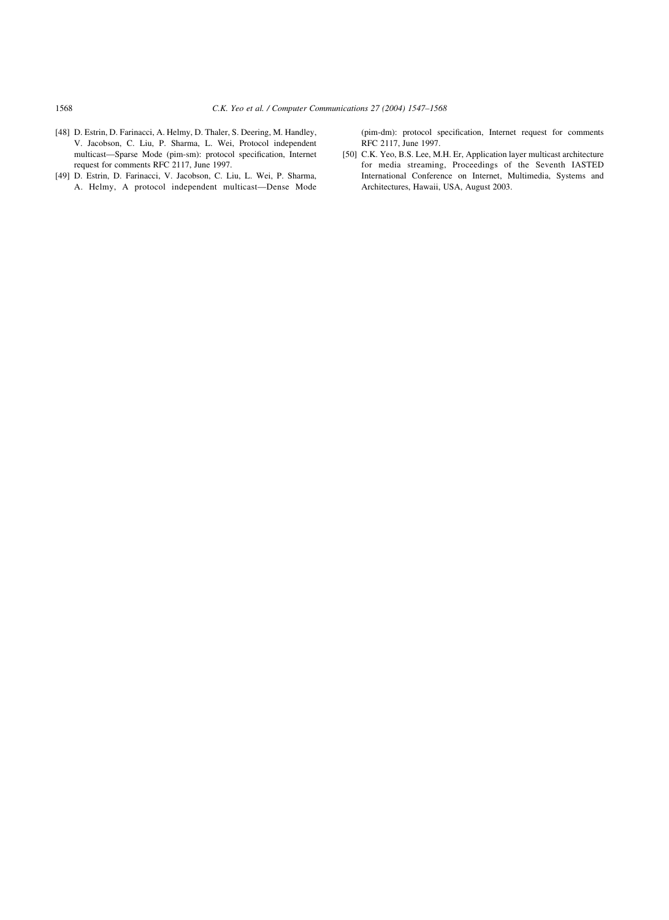[48] D. Estrin, D. Farinacci, A. Helmy, D. Thaler, S. Deering, M. Handley, V. Jacobson, C. Liu, P. Sharma, L. Wei, Protocol independent multicast—Sparse Mode (pim-sm): protocol specification, Internet request for comments RFC 2117, June 1997.

[49] D. Estrin, D. Farinacci, V. Jacobson, C. Liu, L. Wei, P. Sharma, A. Helmy, A protocol independent multicast—Dense Mode (pim-dm): protocol specification, Internet request for comments RFC 2117, June 1997.

[50] C.K. Yeo, B.S. Lee, M.H. Er, Application layer multicast architecture for media streaming, Proceedings of the Seventh IASTED International Conference on Internet, Multimedia, Systems and Architectures, Hawaii, USA, August 2003.